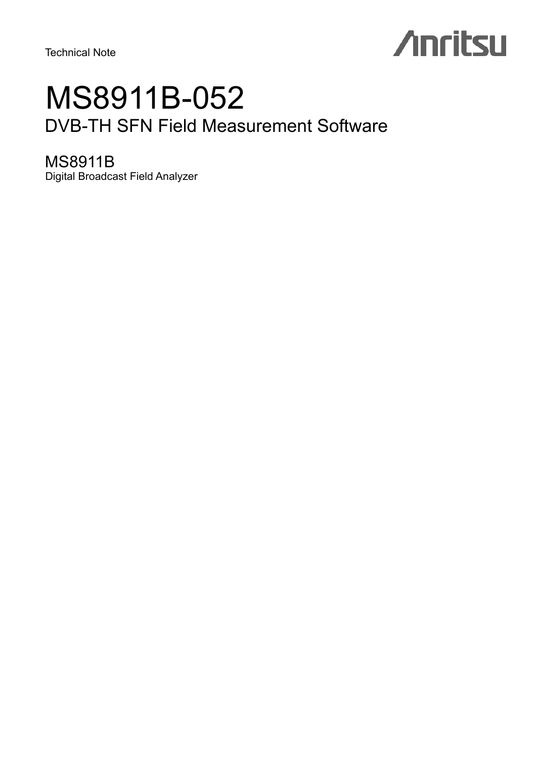Technical Note

Anritsu

# MS8911B-052

## DVB-TH SFN Field Measurement Software

### MS8911B

Digital Broadcast Field Analyzer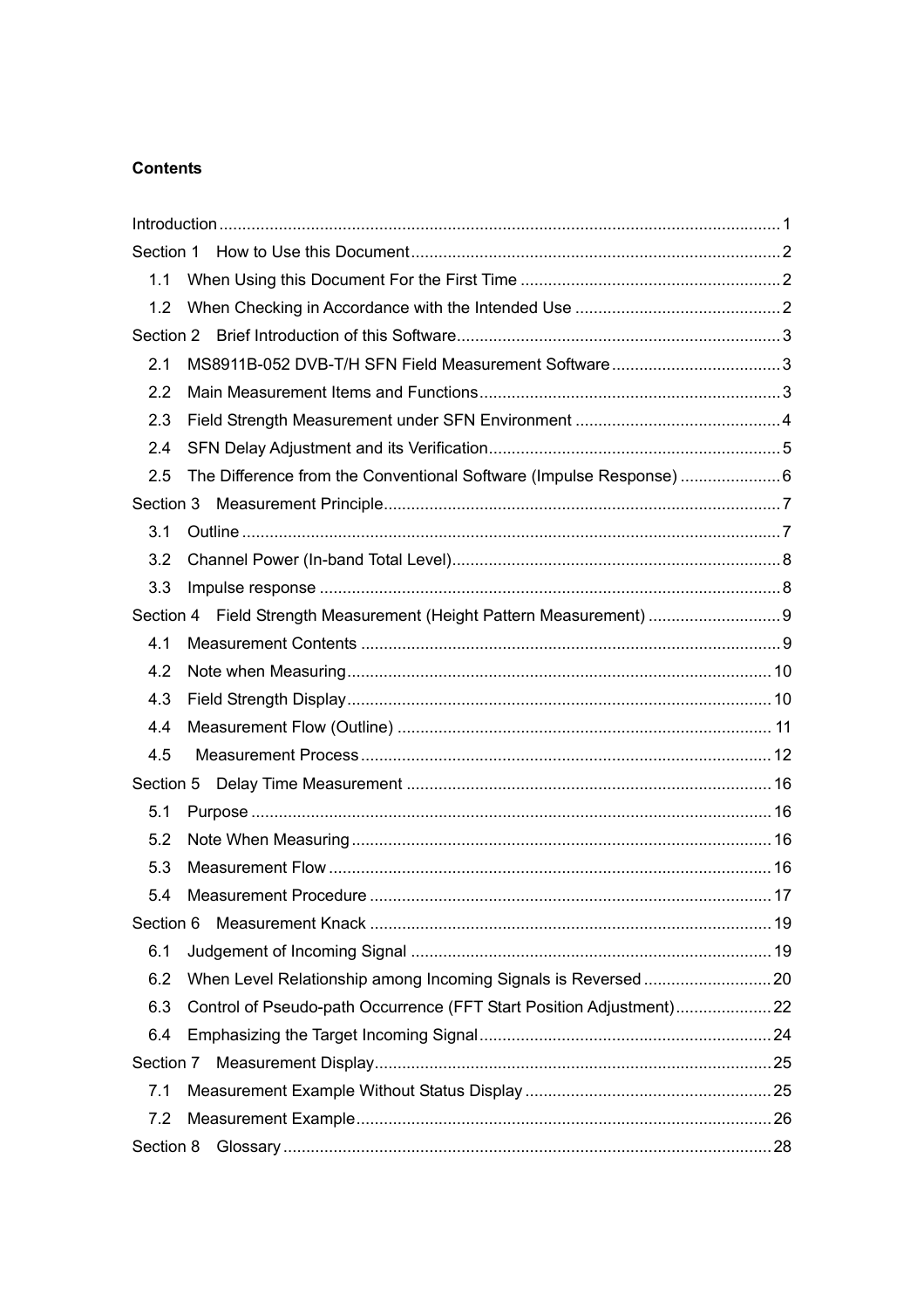**Contents**

Introduction .......................................................................................................................... 1

Section 1　How to Use this Document ................................................................................ 2

1.1　When Using this Document For the First Time ......................................................... 2

1.2　When Checking in Accordance with the Intended Use ............................................. 2

Section 2　Brief Introduction of this Software ...................................................................... 3

2.1　MS8911B-052 DVB-T/H SFN Field Measurement Software ..................................... 3

2.2　Main Measurement Items and Functions ................................................................. 3

2.3　Field Strength Measurement under SFN Environment ............................................. 4

2.4　SFN Delay Adjustment and its Verification ............................................................... 5

2.5　The Difference from the Conventional Software (Impulse Response) ...................... 6

Section 3　Measurement Principle ...................................................................................... 7

3.1　Outline ..................................................................................................................... 7

3.2　Channel Power (In-band Total Level) ....................................................................... 8

3.3　Impulse response .................................................................................................... 8

Section 4　Field Strength Measurement (Height Pattern Measurement) ............................. 9

4.1　Measurement Contents ........................................................................................... 9

4.2　Note when Measuring ............................................................................................ 10

4.3　Field Strength Display ............................................................................................ 10

4.4　Measurement Flow (Outline) .................................................................................. 11

4.5　Measurement Process ............................................................................................ 12

Section 5　Delay Time Measurement ............................................................................... 16

5.1　Purpose ................................................................................................................. 16

5.2　Note When Measuring ........................................................................................... 16

5.3　Measurement Flow ................................................................................................ 16

5.4　Measurement Procedure ....................................................................................... 17

Section 6　Measurement Knack ....................................................................................... 19

6.1　Judgement of Incoming Signal .............................................................................. 19

6.2　When Level Relationship among Incoming Signals is Reversed ............................ 20

6.3　Control of Pseudo-path Occurrence (FFT Start Position Adjustment) ..................... 22

6.4　Emphasizing the Target Incoming Signal ................................................................ 24

Section 7　Measurement Display ...................................................................................... 25

7.1　Measurement Example Without Status Display ...................................................... 25

7.2　Measurement Example .......................................................................................... 26

Section 8　Glossary .......................................................................................................... 28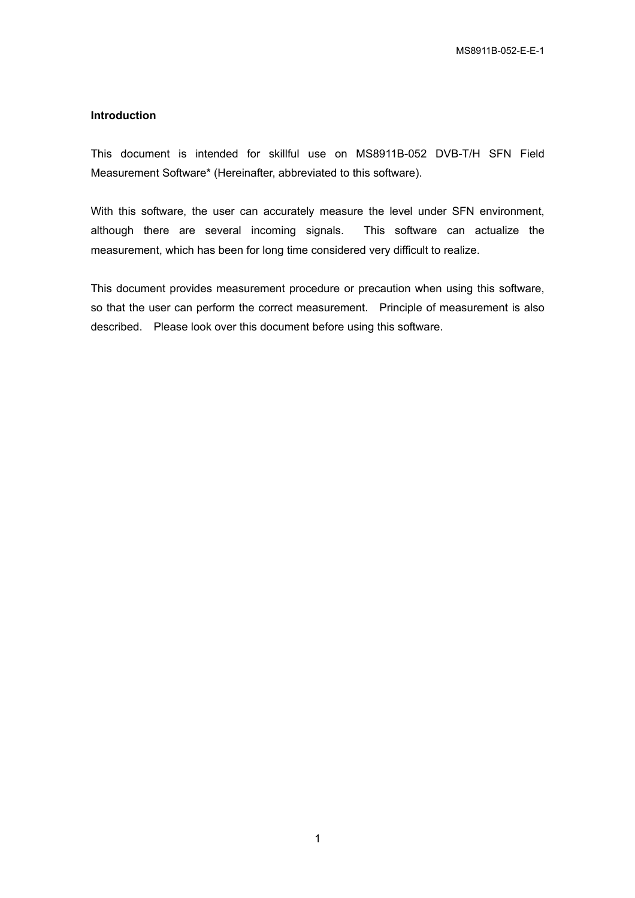## Introduction

This document is intended for skillful use on MS8911B-052 DVB-T/H SFN Field Measurement Software* (Hereinafter, abbreviated to this software).

With this software, the user can accurately measure the level under SFN environment, although there are several incoming signals. This software can actualize the measurement, which has been for long time considered very difficult to realize.

This document provides measurement procedure or precaution when using this software, so that the user can perform the correct measurement. Principle of measurement is also described. Please look over this document before using this software.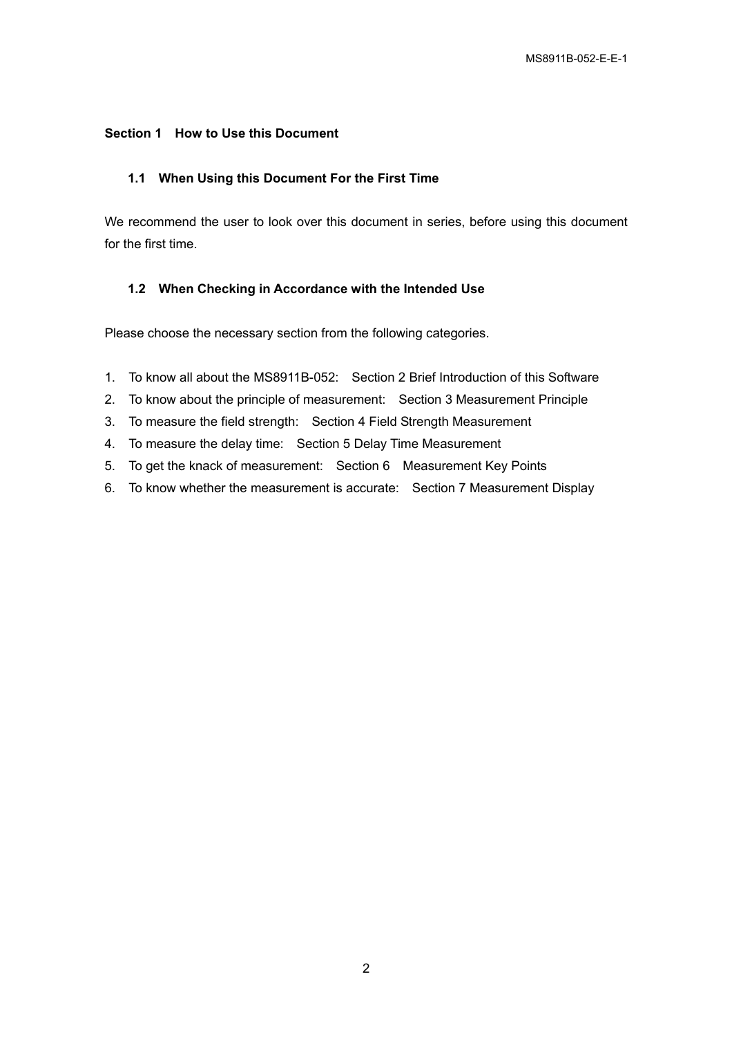## Section 1 How to Use this Document

### 1.1 When Using this Document For the First Time

We recommend the user to look over this document in series, before using this document for the first time.

### 1.2 When Checking in Accordance with the Intended Use

Please choose the necessary section from the following categories.

1. To know all about the MS8911B-052: Section 2 Brief Introduction of this Software
2. To know about the principle of measurement: Section 3 Measurement Principle
3. To measure the field strength: Section 4 Field Strength Measurement
4. To measure the delay time: Section 5 Delay Time Measurement
5. To get the knack of measurement: Section 6 Measurement Key Points
6. To know whether the measurement is accurate: Section 7 Measurement Display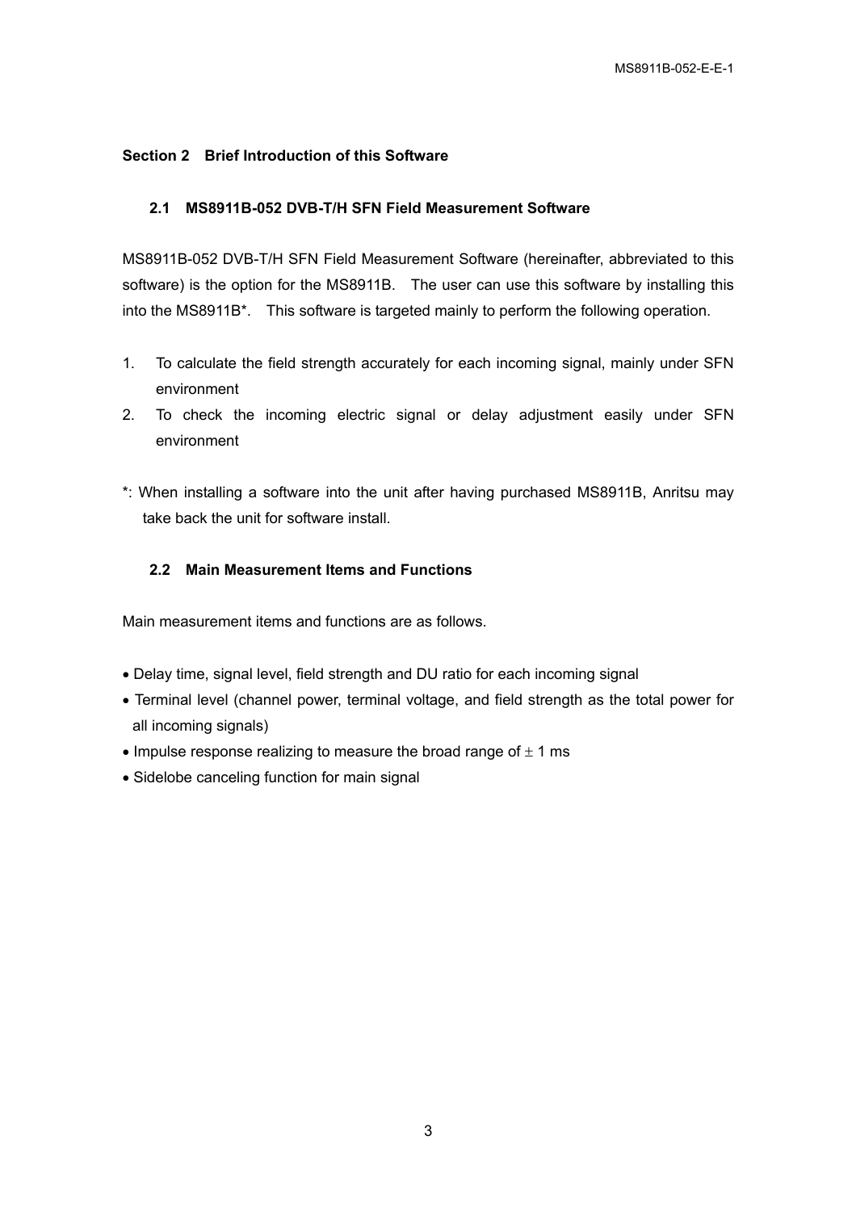## Section 2 Brief Introduction of this Software

### 2.1 MS8911B-052 DVB-T/H SFN Field Measurement Software

MS8911B-052 DVB-T/H SFN Field Measurement Software (hereinafter, abbreviated to this software) is the option for the MS8911B. The user can use this software by installing this into the MS8911B*. This software is targeted mainly to perform the following operation.

1. To calculate the field strength accurately for each incoming signal, mainly under SFN environment
2. To check the incoming electric signal or delay adjustment easily under SFN environment

*: When installing a software into the unit after having purchased MS8911B, Anritsu may take back the unit for software install.

### 2.2 Main Measurement Items and Functions

Main measurement items and functions are as follows.

- Delay time, signal level, field strength and DU ratio for each incoming signal
- Terminal level (channel power, terminal voltage, and field strength as the total power for all incoming signals)
- Impulse response realizing to measure the broad range of ± 1 ms
- Sidelobe canceling function for main signal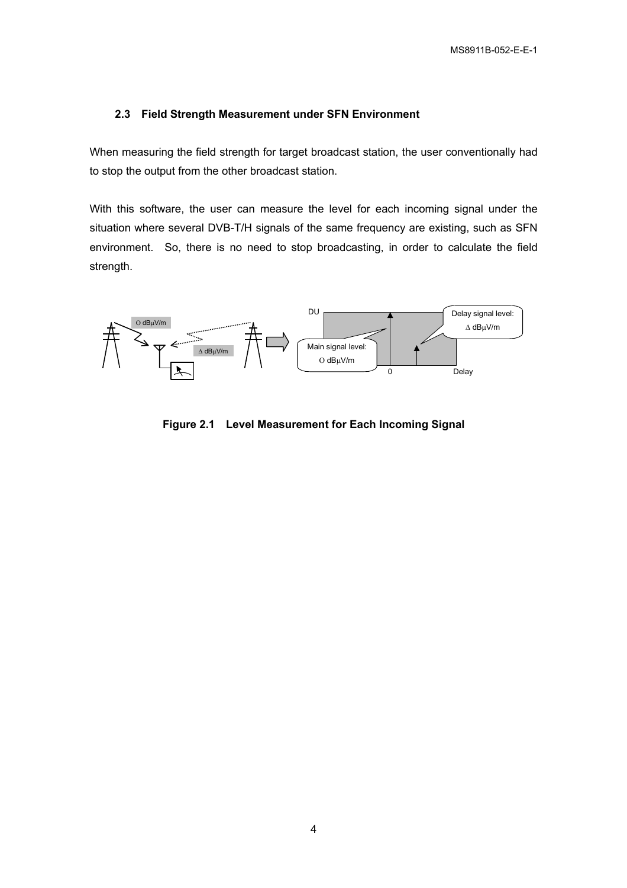### 2.3 Field Strength Measurement under SFN Environment

When measuring the field strength for target broadcast station, the user conventionally had to stop the output from the other broadcast station.

With this software, the user can measure the level for each incoming signal under the situation where several DVB-T/H signals of the same frequency are existing, such as SFN environment. So, there is no need to stop broadcasting, in order to calculate the field strength.

**Figure 2.1 Level Measurement for Each Incoming Signal**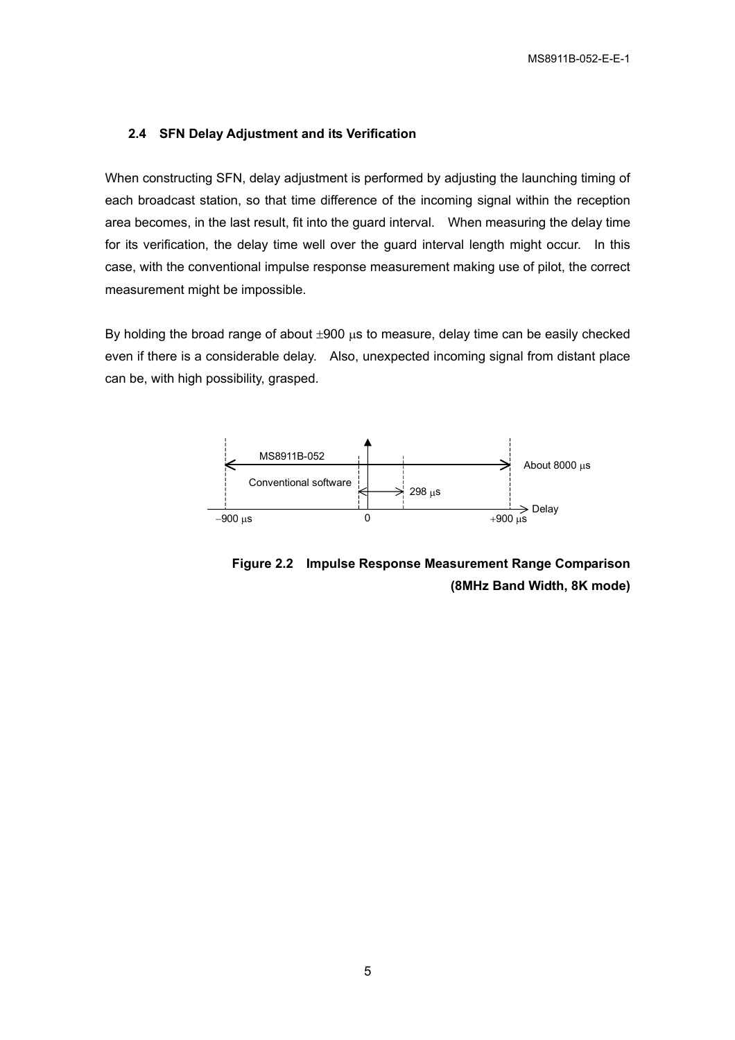### 2.4 SFN Delay Adjustment and its Verification

When constructing SFN, delay adjustment is performed by adjusting the launching timing of each broadcast station, so that time difference of the incoming signal within the reception area becomes, in the last result, fit into the guard interval. When measuring the delay time for its verification, the delay time well over the guard interval length might occur. In this case, with the conventional impulse response measurement making use of pilot, the correct measurement might be impossible.

By holding the broad range of about ±900 μs to measure, delay time can be easily checked even if there is a considerable delay. Also, unexpected incoming signal from distant place can be, with high possibility, grasped.

MS8911B-052

About 8000 μs

Conventional software

298 μs

Delay

−900 μs 0 +900 μs

**Figure 2.2 Impulse Response Measurement Range Comparison (8MHz Band Width, 8K mode)**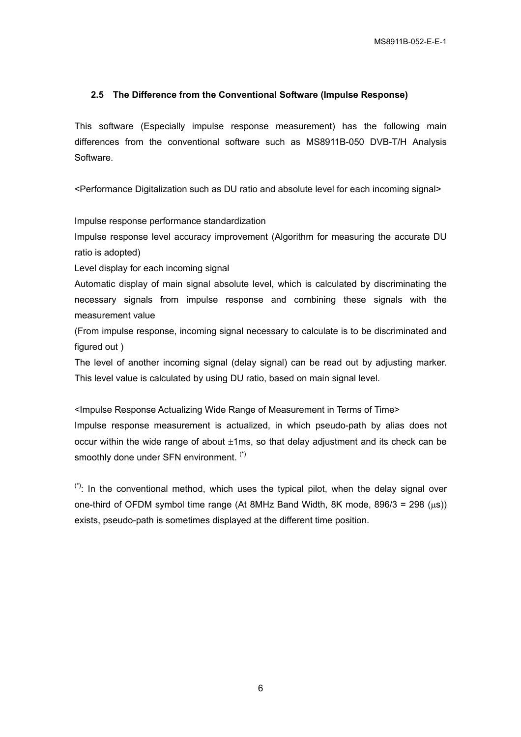## 2.5 The Difference from the Conventional Software (Impulse Response)

This software (Especially impulse response measurement) has the following main differences from the conventional software such as MS8911B-050 DVB-T/H Analysis Software.

<Performance Digitalization such as DU ratio and absolute level for each incoming signal>

Impulse response performance standardization

Impulse response level accuracy improvement (Algorithm for measuring the accurate DU ratio is adopted)

Level display for each incoming signal

Automatic display of main signal absolute level, which is calculated by discriminating the necessary signals from impulse response and combining these signals with the measurement value

(From impulse response, incoming signal necessary to calculate is to be discriminated and figured out )

The level of another incoming signal (delay signal) can be read out by adjusting marker. This level value is calculated by using DU ratio, based on main signal level.

<Impulse Response Actualizing Wide Range of Measurement in Terms of Time>

Impulse response measurement is actualized, in which pseudo-path by alias does not occur within the wide range of about ±1ms, so that delay adjustment and its check can be smoothly done under SFN environment. (*)

(*): In the conventional method, which uses the typical pilot, when the delay signal over one-third of OFDM symbol time range (At 8MHz Band Width, 8K mode, 896/3 = 298 (μs)) exists, pseudo-path is sometimes displayed at the different time position.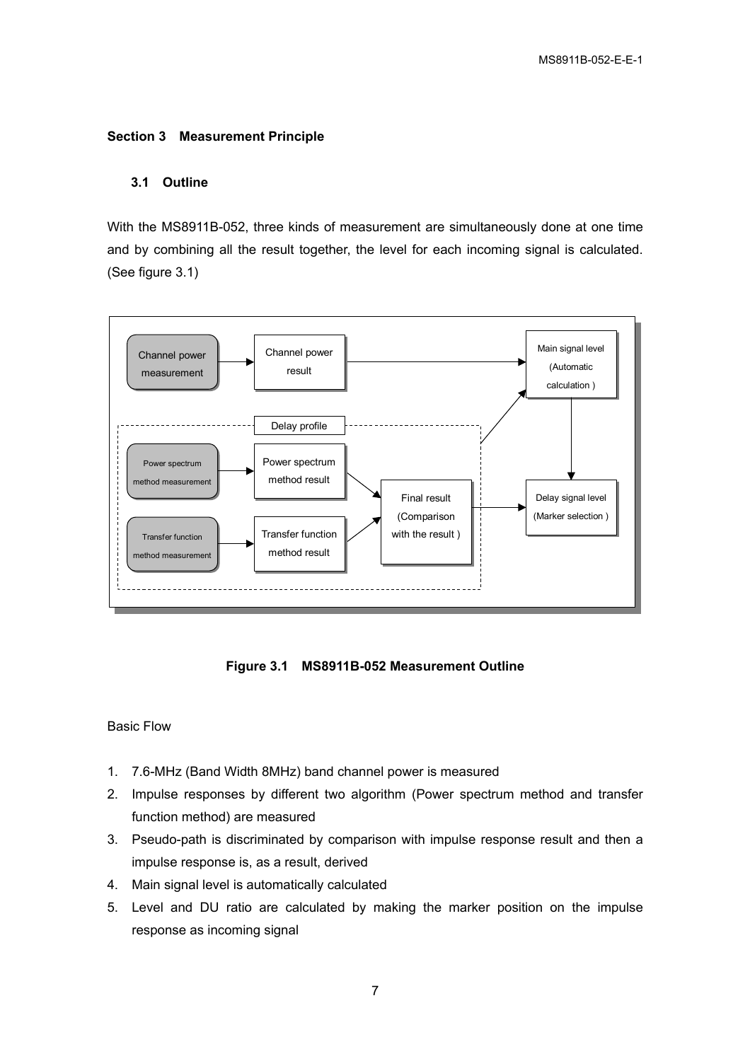## Section 3 Measurement Principle

### 3.1 Outline

With the MS8911B-052, three kinds of measurement are simultaneously done at one time and by combining all the result together, the level for each incoming signal is calculated. (See figure 3.1)

Channel power measurement → Channel power result → Main signal level (Automatic calculation)

Delay profile:

Power spectrum method measurement → Power spectrum method result → Final result (Comparison with the result)

Transfer function method measurement → Transfer function method result → Final result (Comparison with the result)

Final result (Comparison with the result) → Delay signal level (Marker selection)

Delay profile → Main signal level (Automatic calculation) → Delay signal level (Marker selection)

**Figure 3.1 MS8911B-052 Measurement Outline**

Basic Flow

1. 7.6-MHz (Band Width 8MHz) band channel power is measured
2. Impulse responses by different two algorithm (Power spectrum method and transfer function method) are measured
3. Pseudo-path is discriminated by comparison with impulse response result and then a impulse response is, as a result, derived
4. Main signal level is automatically calculated
5. Level and DU ratio are calculated by making the marker position on the impulse response as incoming signal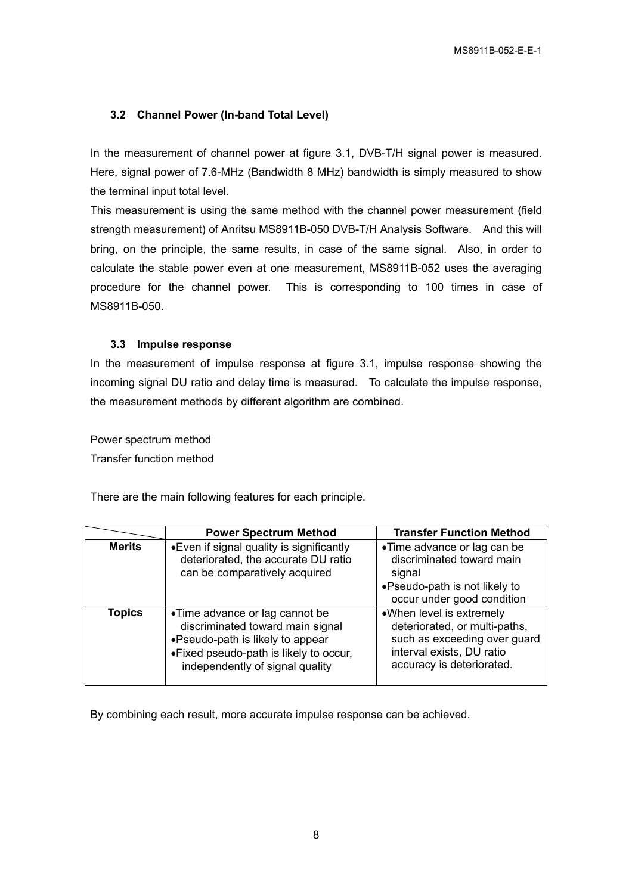### 3.2 Channel Power (In-band Total Level)

In the measurement of channel power at figure 3.1, DVB-T/H signal power is measured. Here, signal power of 7.6-MHz (Bandwidth 8 MHz) bandwidth is simply measured to show the terminal input total level.

This measurement is using the same method with the channel power measurement (field strength measurement) of Anritsu MS8911B-050 DVB-T/H Analysis Software. And this will bring, on the principle, the same results, in case of the same signal. Also, in order to calculate the stable power even at one measurement, MS8911B-052 uses the averaging procedure for the channel power. This is corresponding to 100 times in case of MS8911B-050.

### 3.3 Impulse response

In the measurement of impulse response at figure 3.1, impulse response showing the incoming signal DU ratio and delay time is measured. To calculate the impulse response, the measurement methods by different algorithm are combined.

Power spectrum method
Transfer function method

There are the main following features for each principle.

| | Power Spectrum Method | Transfer Function Method |
|---|---|---|
| **Merits** | •Even if signal quality is significantly deteriorated, the accurate DU ratio can be comparatively acquired | •Time advance or lag can be discriminated toward main signal<br>•Pseudo-path is not likely to occur under good condition |
| **Topics** | •Time advance or lag cannot be discriminated toward main signal<br>•Pseudo-path is likely to appear<br>•Fixed pseudo-path is likely to occur, independently of signal quality | •When level is extremely deteriorated, or multi-paths, such as exceeding over guard interval exists, DU ratio accuracy is deteriorated. |

By combining each result, more accurate impulse response can be achieved.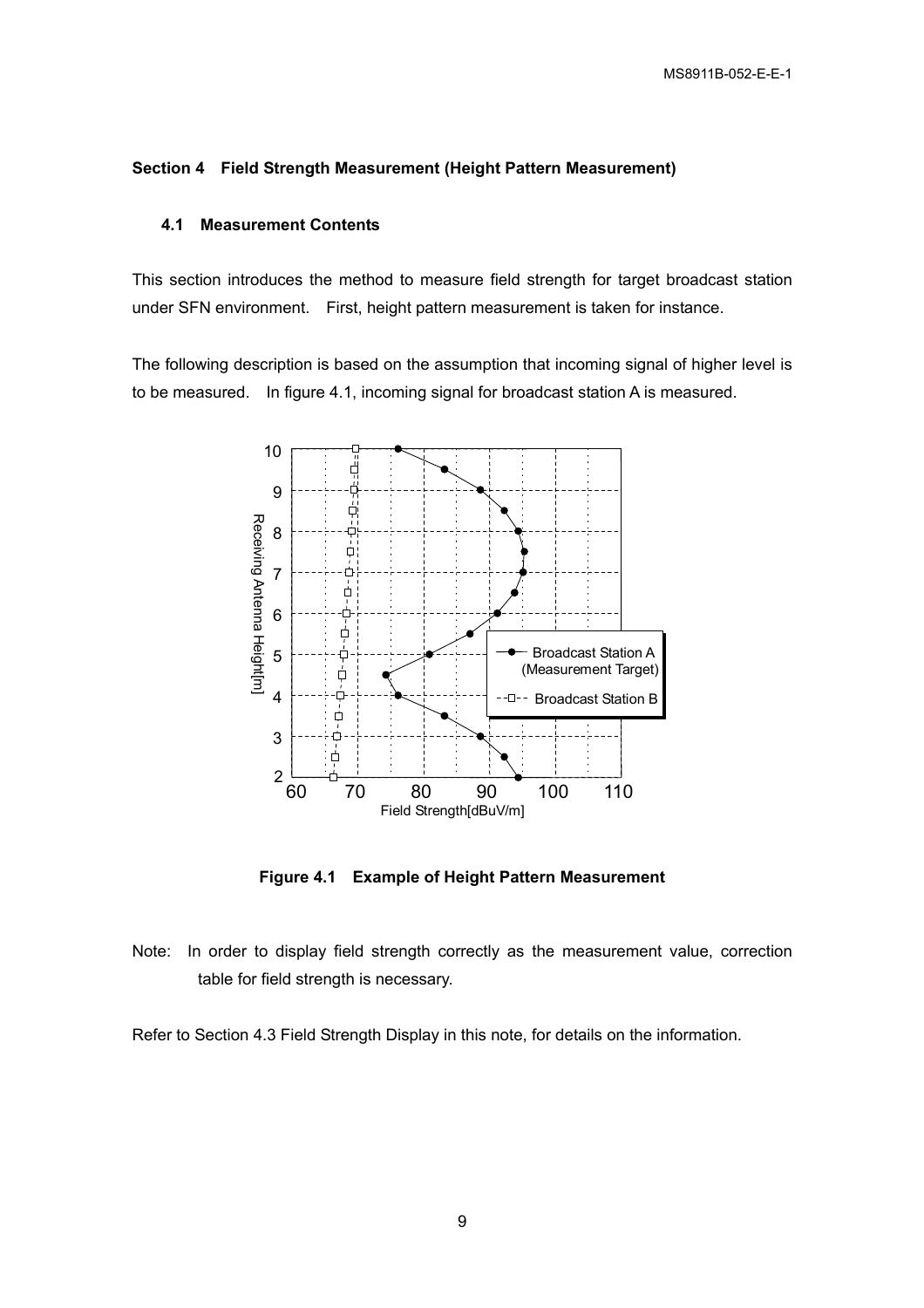## Section 4 Field Strength Measurement (Height Pattern Measurement)

### 4.1 Measurement Contents

This section introduces the method to measure field strength for target broadcast station under SFN environment. First, height pattern measurement is taken for instance.

The following description is based on the assumption that incoming signal of higher level is to be measured. In figure 4.1, incoming signal for broadcast station A is measured.

**Figure 4.1 Example of Height Pattern Measurement**

Note: In order to display field strength correctly as the measurement value, correction table for field strength is necessary.

Refer to Section 4.3 Field Strength Display in this note, for details on the information.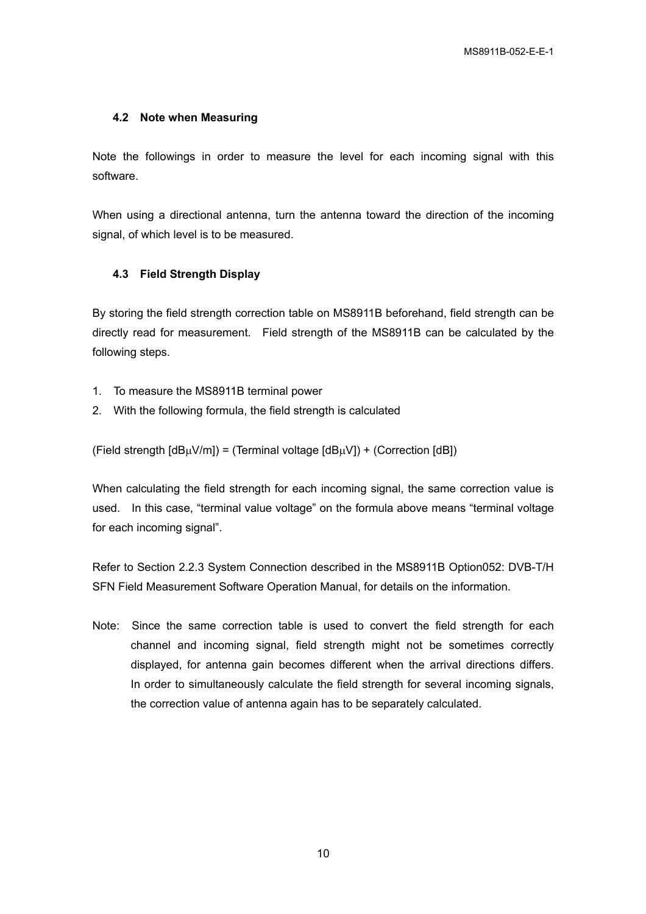### 4.2 Note when Measuring

Note the followings in order to measure the level for each incoming signal with this software.

When using a directional antenna, turn the antenna toward the direction of the incoming signal, of which level is to be measured.

### 4.3 Field Strength Display

By storing the field strength correction table on MS8911B beforehand, field strength can be directly read for measurement. Field strength of the MS8911B can be calculated by the following steps.

1. To measure the MS8911B terminal power
2. With the following formula, the field strength is calculated

(Field strength [dBμV/m]) = (Terminal voltage [dBμV]) + (Correction [dB])

When calculating the field strength for each incoming signal, the same correction value is used. In this case, "terminal value voltage" on the formula above means "terminal voltage for each incoming signal".

Refer to Section 2.2.3 System Connection described in the MS8911B Option052: DVB-T/H SFN Field Measurement Software Operation Manual, for details on the information.

Note: Since the same correction table is used to convert the field strength for each channel and incoming signal, field strength might not be sometimes correctly displayed, for antenna gain becomes different when the arrival directions differs. In order to simultaneously calculate the field strength for several incoming signals, the correction value of antenna again has to be separately calculated.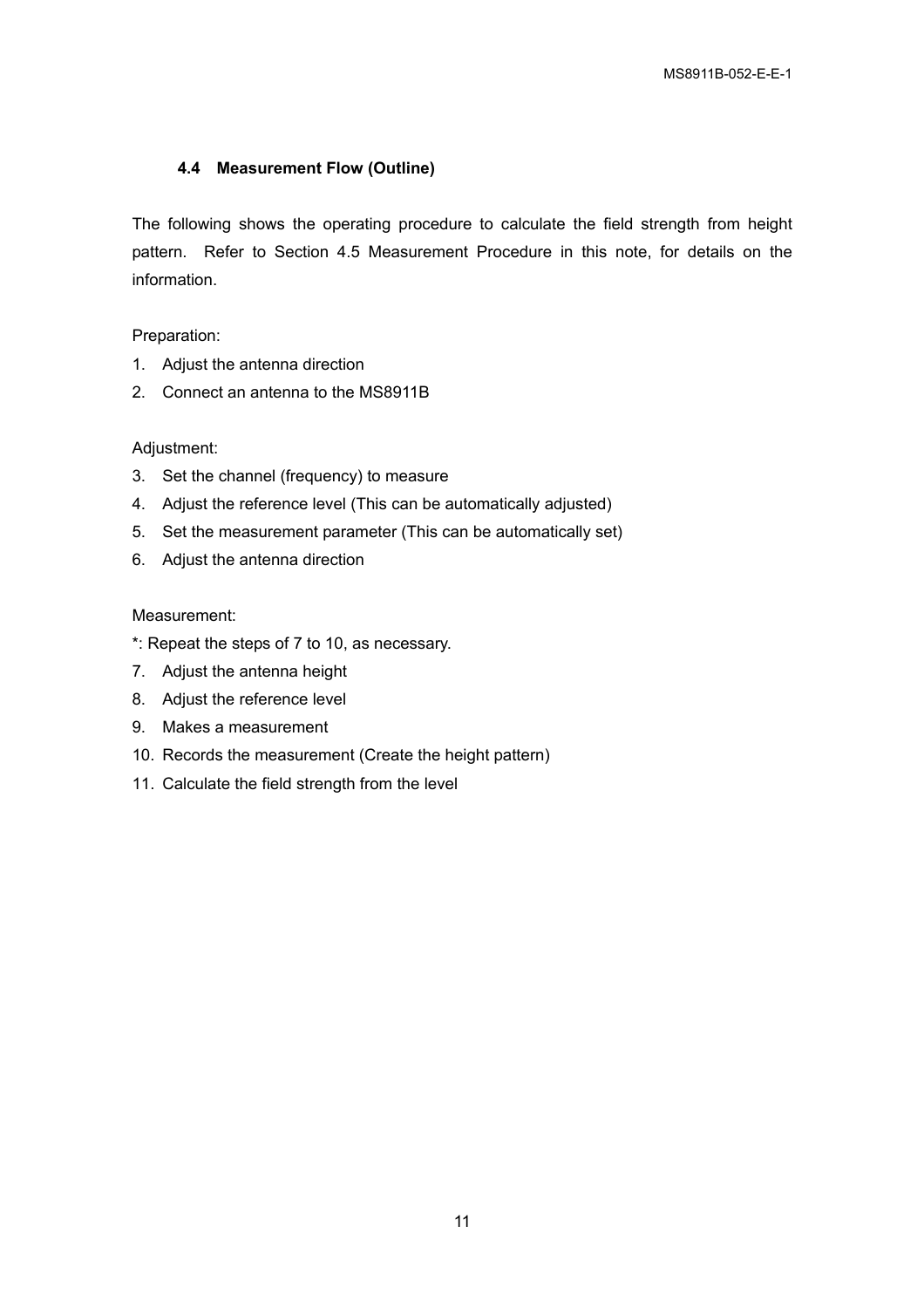### 4.4 Measurement Flow (Outline)

The following shows the operating procedure to calculate the field strength from height pattern. Refer to Section 4.5 Measurement Procedure in this note, for details on the information.

Preparation:

1. Adjust the antenna direction
2. Connect an antenna to the MS8911B

Adjustment:

3. Set the channel (frequency) to measure
4. Adjust the reference level (This can be automatically adjusted)
5. Set the measurement parameter (This can be automatically set)
6. Adjust the antenna direction

Measurement:

*: Repeat the steps of 7 to 10, as necessary.

7. Adjust the antenna height
8. Adjust the reference level
9. Makes a measurement
10. Records the measurement (Create the height pattern)
11. Calculate the field strength from the level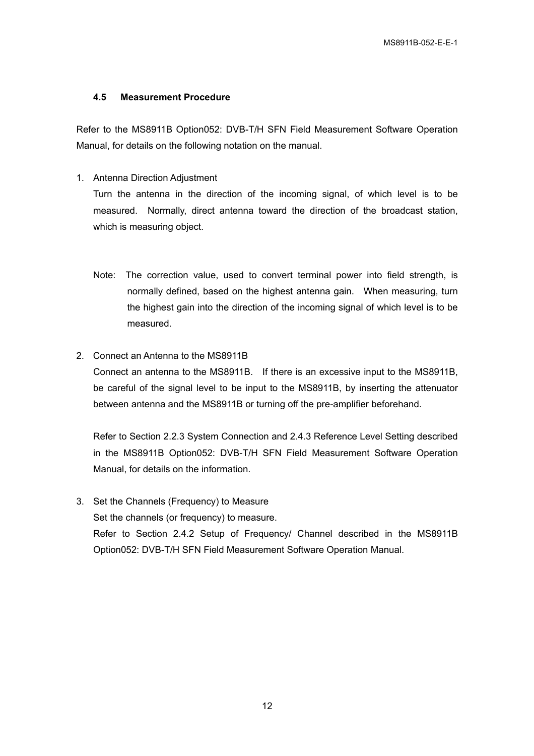### 4.5 Measurement Procedure

Refer to the MS8911B Option052: DVB-T/H SFN Field Measurement Software Operation Manual, for details on the following notation on the manual.

1. Antenna Direction Adjustment

   Turn the antenna in the direction of the incoming signal, of which level is to be measured. Normally, direct antenna toward the direction of the broadcast station, which is measuring object.

   Note: The correction value, used to convert terminal power into field strength, is normally defined, based on the highest antenna gain. When measuring, turn the highest gain into the direction of the incoming signal of which level is to be measured.

2. Connect an Antenna to the MS8911B

   Connect an antenna to the MS8911B. If there is an excessive input to the MS8911B, be careful of the signal level to be input to the MS8911B, by inserting the attenuator between antenna and the MS8911B or turning off the pre-amplifier beforehand.

   Refer to Section 2.2.3 System Connection and 2.4.3 Reference Level Setting described in the MS8911B Option052: DVB-T/H SFN Field Measurement Software Operation Manual, for details on the information.

3. Set the Channels (Frequency) to Measure

   Set the channels (or frequency) to measure.

   Refer to Section 2.4.2 Setup of Frequency/ Channel described in the MS8911B Option052: DVB-T/H SFN Field Measurement Software Operation Manual.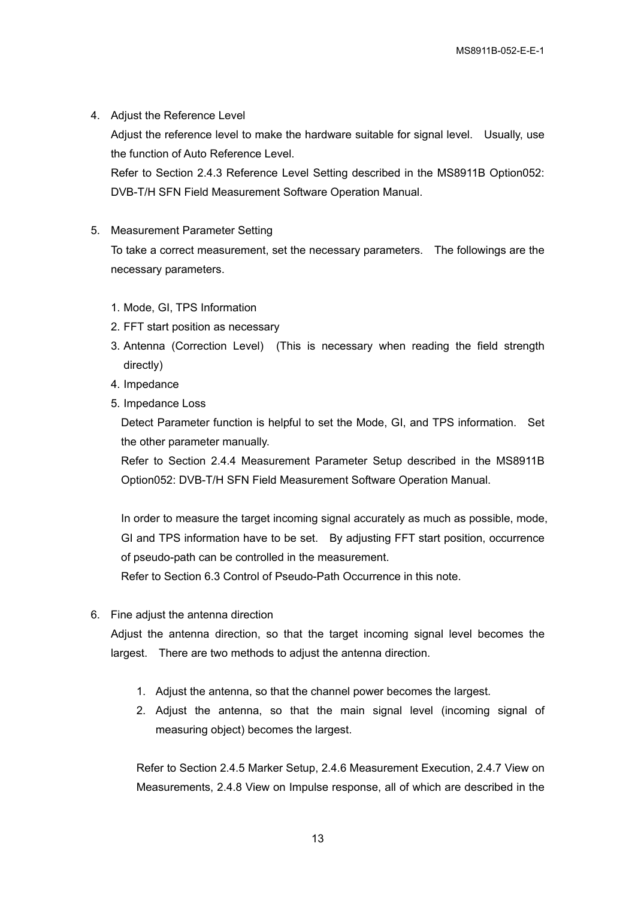4. Adjust the Reference Level

   Adjust the reference level to make the hardware suitable for signal level. Usually, use the function of Auto Reference Level.

   Refer to Section 2.4.3 Reference Level Setting described in the MS8911B Option052: DVB-T/H SFN Field Measurement Software Operation Manual.

5. Measurement Parameter Setting

   To take a correct measurement, set the necessary parameters. The followings are the necessary parameters.

   1. Mode, GI, TPS Information
   2. FFT start position as necessary
   3. Antenna (Correction Level) (This is necessary when reading the field strength directly)
   4. Impedance
   5. Impedance Loss

   Detect Parameter function is helpful to set the Mode, GI, and TPS information. Set the other parameter manually.

   Refer to Section 2.4.4 Measurement Parameter Setup described in the MS8911B Option052: DVB-T/H SFN Field Measurement Software Operation Manual.

   In order to measure the target incoming signal accurately as much as possible, mode, GI and TPS information have to be set. By adjusting FFT start position, occurrence of pseudo-path can be controlled in the measurement.

   Refer to Section 6.3 Control of Pseudo-Path Occurrence in this note.

6. Fine adjust the antenna direction

   Adjust the antenna direction, so that the target incoming signal level becomes the largest. There are two methods to adjust the antenna direction.

   1. Adjust the antenna, so that the channel power becomes the largest.
   2. Adjust the antenna, so that the main signal level (incoming signal of measuring object) becomes the largest.

   Refer to Section 2.4.5 Marker Setup, 2.4.6 Measurement Execution, 2.4.7 View on Measurements, 2.4.8 View on Impulse response, all of which are described in the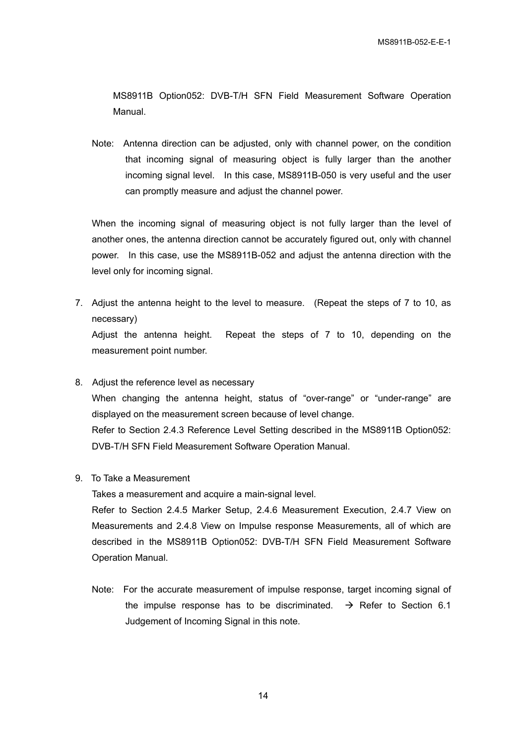MS8911B Option052: DVB-T/H SFN Field Measurement Software Operation Manual.

Note: Antenna direction can be adjusted, only with channel power, on the condition that incoming signal of measuring object is fully larger than the another incoming signal level. In this case, MS8911B-050 is very useful and the user can promptly measure and adjust the channel power.

When the incoming signal of measuring object is not fully larger than the level of another ones, the antenna direction cannot be accurately figured out, only with channel power. In this case, use the MS8911B-052 and adjust the antenna direction with the level only for incoming signal.

7. Adjust the antenna height to the level to measure. (Repeat the steps of 7 to 10, as necessary)
   Adjust the antenna height. Repeat the steps of 7 to 10, depending on the measurement point number.

8. Adjust the reference level as necessary
   When changing the antenna height, status of "over-range" or "under-range" are displayed on the measurement screen because of level change.
   Refer to Section 2.4.3 Reference Level Setting described in the MS8911B Option052: DVB-T/H SFN Field Measurement Software Operation Manual.

9. To Take a Measurement
   Takes a measurement and acquire a main-signal level.
   Refer to Section 2.4.5 Marker Setup, 2.4.6 Measurement Execution, 2.4.7 View on Measurements and 2.4.8 View on Impulse response Measurements, all of which are described in the MS8911B Option052: DVB-T/H SFN Field Measurement Software Operation Manual.

   Note: For the accurate measurement of impulse response, target incoming signal of the impulse response has to be discriminated. → Refer to Section 6.1 Judgement of Incoming Signal in this note.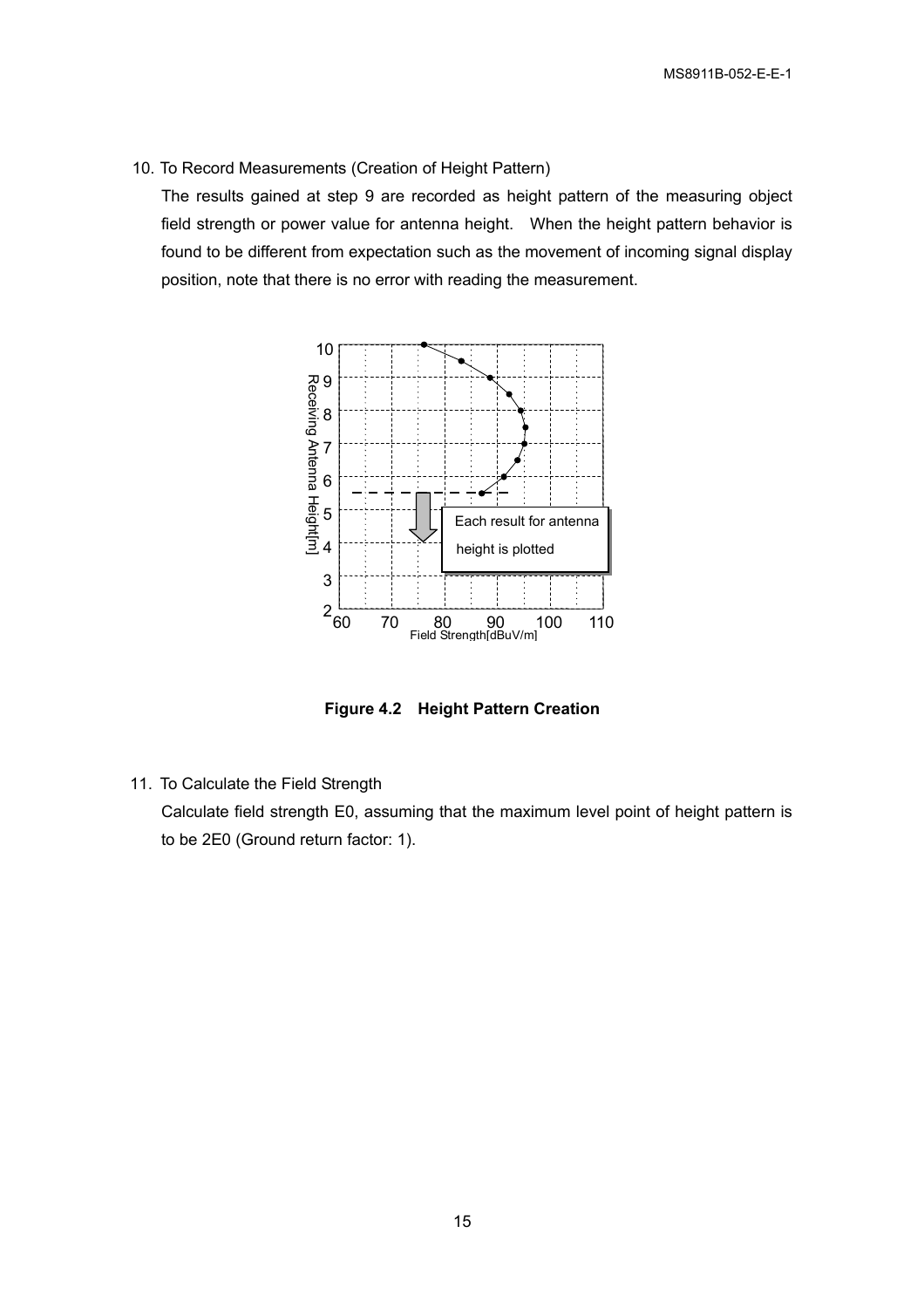10. To Record Measurements (Creation of Height Pattern)

The results gained at step 9 are recorded as height pattern of the measuring object field strength or power value for antenna height. When the height pattern behavior is found to be different from expectation such as the movement of incoming signal display position, note that there is no error with reading the measurement.

**Figure 4.2 Height Pattern Creation**

11. To Calculate the Field Strength

Calculate field strength E0, assuming that the maximum level point of height pattern is to be 2E0 (Ground return factor: 1).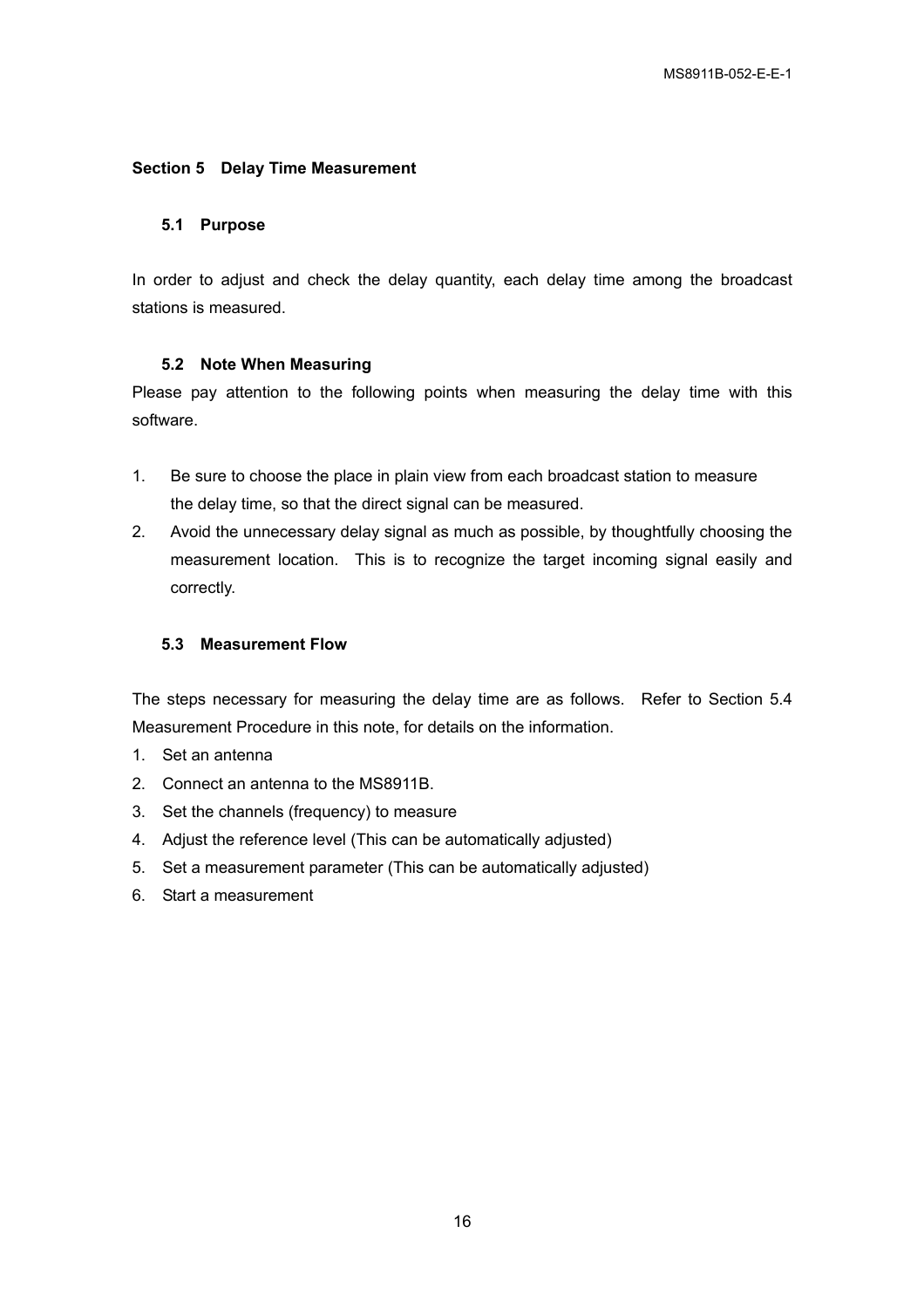## Section 5 Delay Time Measurement

### 5.1 Purpose

In order to adjust and check the delay quantity, each delay time among the broadcast stations is measured.

### 5.2 Note When Measuring

Please pay attention to the following points when measuring the delay time with this software.

1. Be sure to choose the place in plain view from each broadcast station to measure the delay time, so that the direct signal can be measured.
2. Avoid the unnecessary delay signal as much as possible, by thoughtfully choosing the measurement location. This is to recognize the target incoming signal easily and correctly.

### 5.3 Measurement Flow

The steps necessary for measuring the delay time are as follows. Refer to Section 5.4 Measurement Procedure in this note, for details on the information.

1. Set an antenna
2. Connect an antenna to the MS8911B.
3. Set the channels (frequency) to measure
4. Adjust the reference level (This can be automatically adjusted)
5. Set a measurement parameter (This can be automatically adjusted)
6. Start a measurement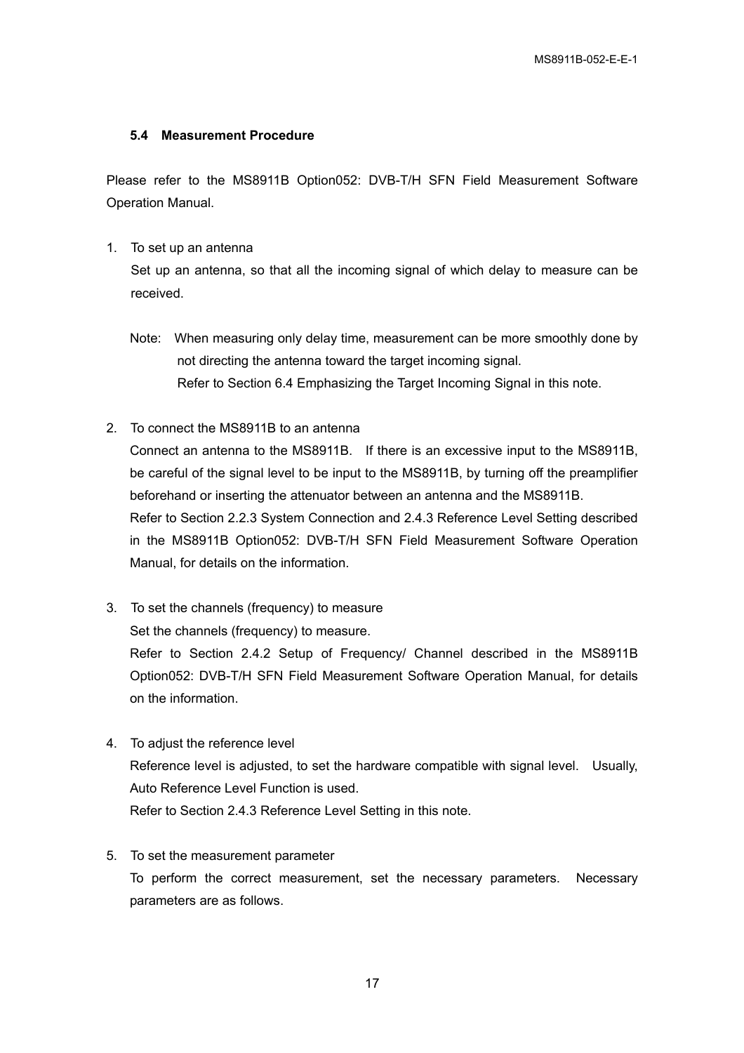### 5.4 Measurement Procedure

Please refer to the MS8911B Option052: DVB-T/H SFN Field Measurement Software Operation Manual.

1. To set up an antenna

   Set up an antenna, so that all the incoming signal of which delay to measure can be received.

   Note: When measuring only delay time, measurement can be more smoothly done by not directing the antenna toward the target incoming signal.
   Refer to Section 6.4 Emphasizing the Target Incoming Signal in this note.

2. To connect the MS8911B to an antenna

   Connect an antenna to the MS8911B. If there is an excessive input to the MS8911B, be careful of the signal level to be input to the MS8911B, by turning off the preamplifier beforehand or inserting the attenuator between an antenna and the MS8911B.
   Refer to Section 2.2.3 System Connection and 2.4.3 Reference Level Setting described in the MS8911B Option052: DVB-T/H SFN Field Measurement Software Operation Manual, for details on the information.

3. To set the channels (frequency) to measure

   Set the channels (frequency) to measure.
   Refer to Section 2.4.2 Setup of Frequency/ Channel described in the MS8911B Option052: DVB-T/H SFN Field Measurement Software Operation Manual, for details on the information.

4. To adjust the reference level

   Reference level is adjusted, to set the hardware compatible with signal level. Usually, Auto Reference Level Function is used.
   Refer to Section 2.4.3 Reference Level Setting in this note.

5. To set the measurement parameter

   To perform the correct measurement, set the necessary parameters. Necessary parameters are as follows.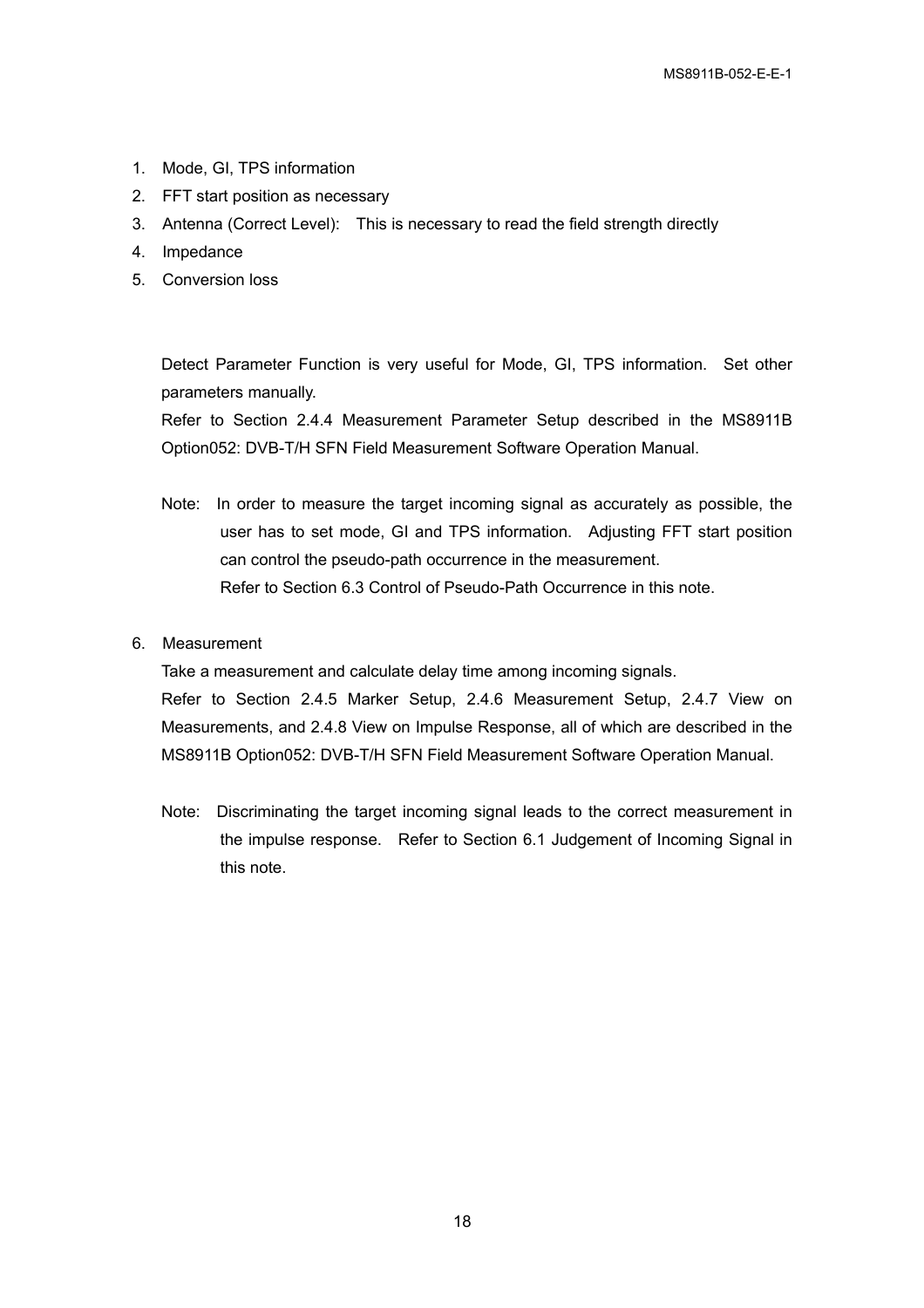1. Mode, GI, TPS information
2. FFT start position as necessary
3. Antenna (Correct Level): This is necessary to read the field strength directly
4. Impedance
5. Conversion loss

Detect Parameter Function is very useful for Mode, GI, TPS information. Set other parameters manually.
Refer to Section 2.4.4 Measurement Parameter Setup described in the MS8911B Option052: DVB-T/H SFN Field Measurement Software Operation Manual.

Note: In order to measure the target incoming signal as accurately as possible, the user has to set mode, GI and TPS information. Adjusting FFT start position can control the pseudo-path occurrence in the measurement.
Refer to Section 6.3 Control of Pseudo-Path Occurrence in this note.

6. Measurement

   Take a measurement and calculate delay time among incoming signals.
   Refer to Section 2.4.5 Marker Setup, 2.4.6 Measurement Setup, 2.4.7 View on Measurements, and 2.4.8 View on Impulse Response, all of which are described in the MS8911B Option052: DVB-T/H SFN Field Measurement Software Operation Manual.

   Note: Discriminating the target incoming signal leads to the correct measurement in the impulse response. Refer to Section 6.1 Judgement of Incoming Signal in this note.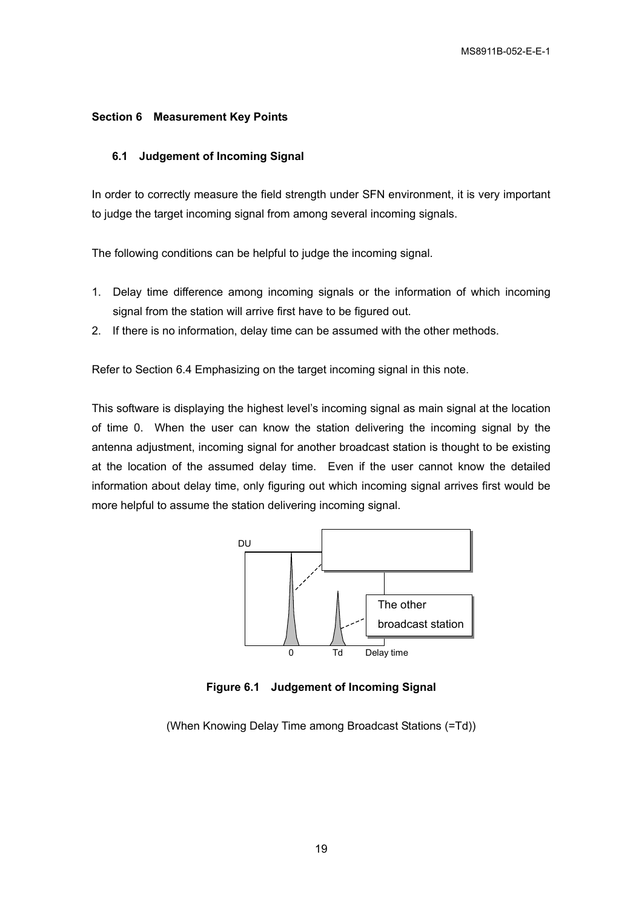## Section 6 Measurement Key Points

### 6.1 Judgement of Incoming Signal

In order to correctly measure the field strength under SFN environment, it is very important to judge the target incoming signal from among several incoming signals.

The following conditions can be helpful to judge the incoming signal.

1. Delay time difference among incoming signals or the information of which incoming signal from the station will arrive first have to be figured out.
2. If there is no information, delay time can be assumed with the other methods.

Refer to Section 6.4 Emphasizing on the target incoming signal in this note.

This software is displaying the highest level's incoming signal as main signal at the location of time 0. When the user can know the station delivering the incoming signal by the antenna adjustment, incoming signal for another broadcast station is thought to be existing at the location of the assumed delay time. Even if the user cannot know the detailed information about delay time, only figuring out which incoming signal arrives first would be more helpful to assume the station delivering incoming signal.

DU

The other broadcast station

0 Td Delay time

**Figure 6.1 Judgement of Incoming Signal**

(When Knowing Delay Time among Broadcast Stations (=Td))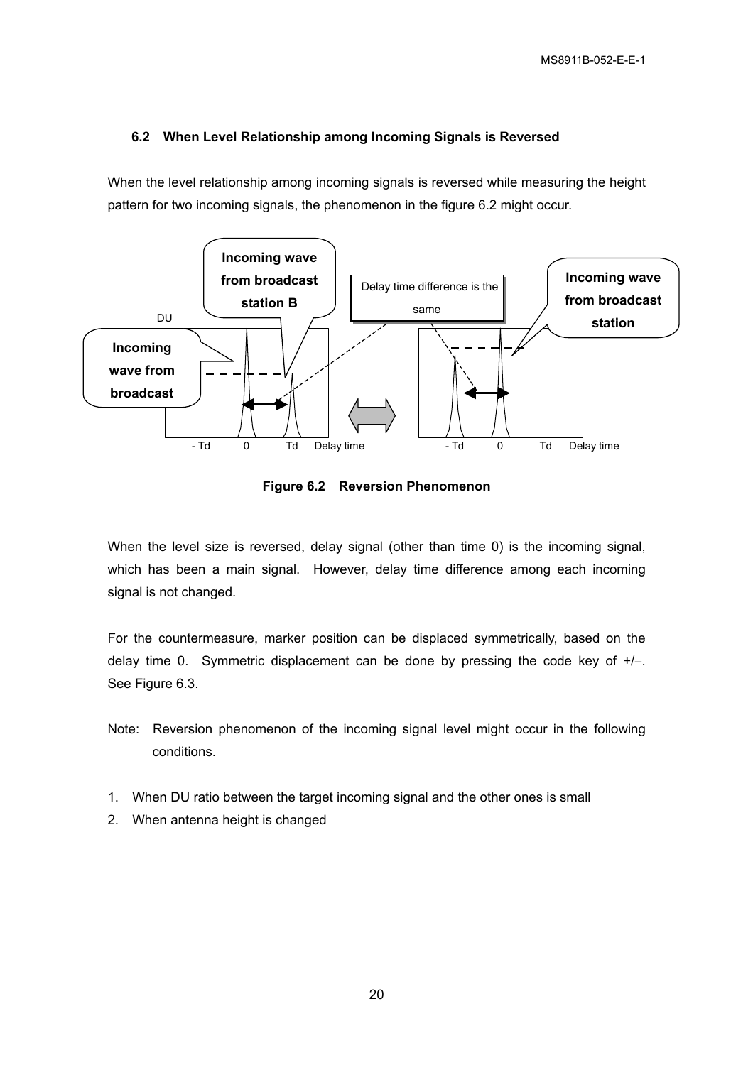### 6.2 When Level Relationship among Incoming Signals is Reversed

When the level relationship among incoming signals is reversed while measuring the height pattern for two incoming signals, the phenomenon in the figure 6.2 might occur.

Incoming wave from broadcast station B

Delay time difference is the same

Incoming wave from broadcast station

DU

Incoming wave from broadcast

- Td 0 Td Delay time

- Td 0 Td Delay time

**Figure 6.2 Reversion Phenomenon**

When the level size is reversed, delay signal (other than time 0) is the incoming signal, which has been a main signal. However, delay time difference among each incoming signal is not changed.

For the countermeasure, marker position can be displaced symmetrically, based on the delay time 0. Symmetric displacement can be done by pressing the code key of +/−. See Figure 6.3.

Note: Reversion phenomenon of the incoming signal level might occur in the following conditions.

1. When DU ratio between the target incoming signal and the other ones is small
2. When antenna height is changed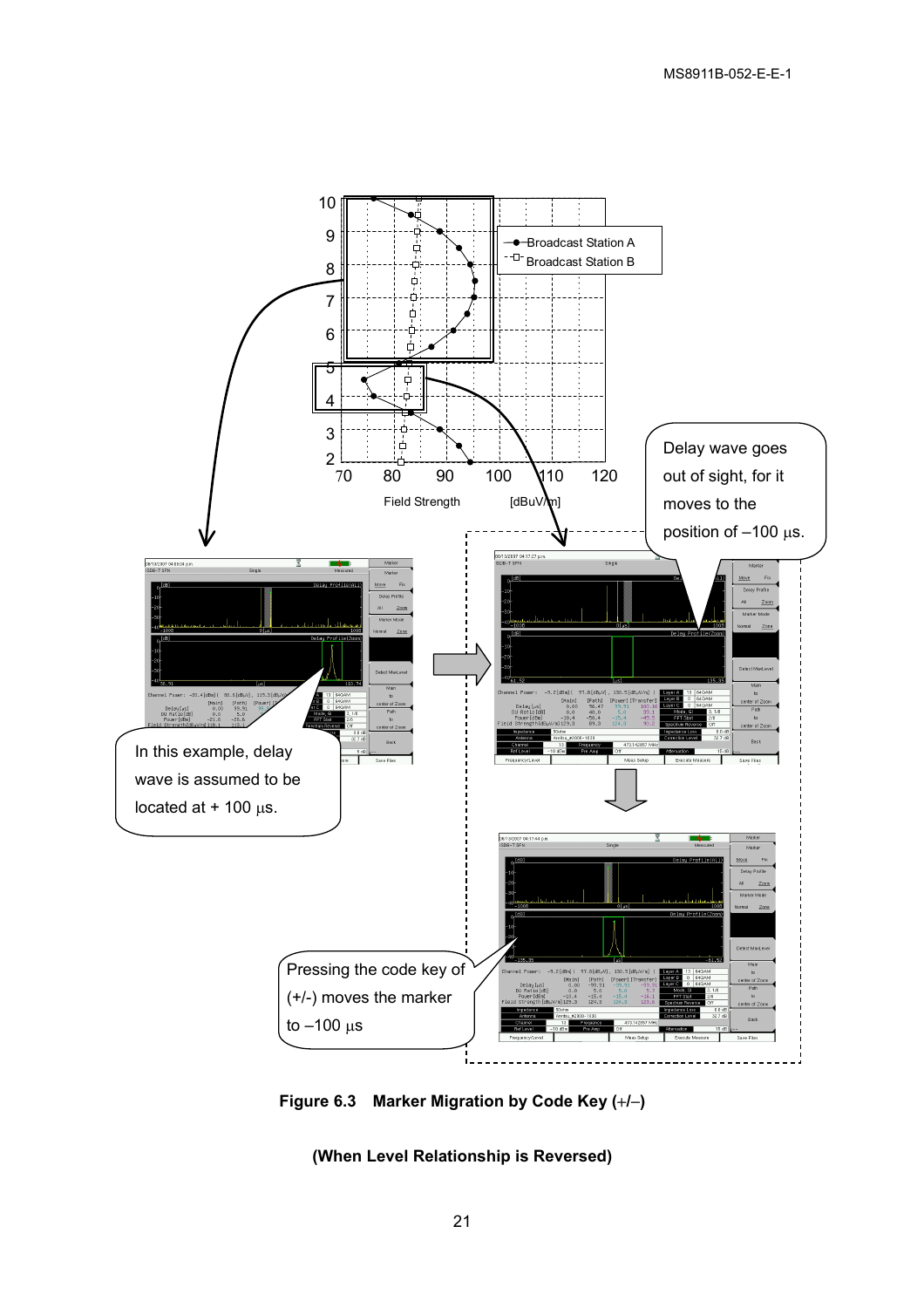**Figure 6.3 Marker Migration by Code Key (+/–)**

**(When Level Relationship is Reversed)**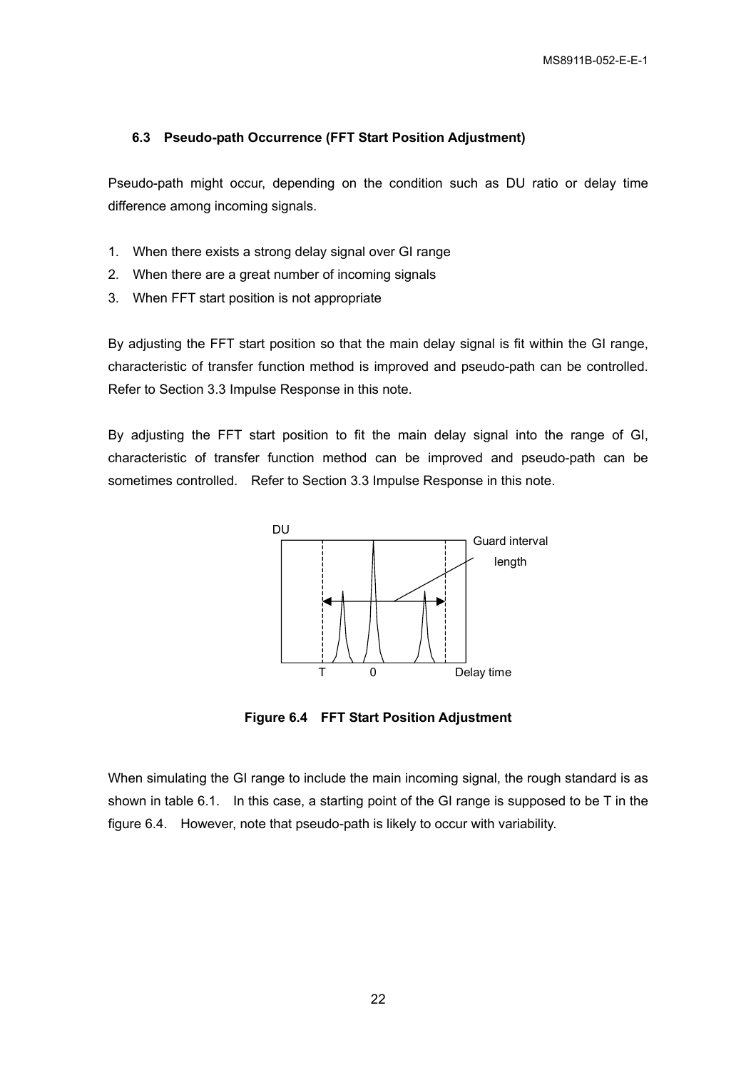### 6.3 Pseudo-path Occurrence (FFT Start Position Adjustment)

Pseudo-path might occur, depending on the condition such as DU ratio or delay time difference among incoming signals.

1. When there exists a strong delay signal over GI range
2. When there are a great number of incoming signals
3. When FFT start position is not appropriate

By adjusting the FFT start position so that the main delay signal is fit within the GI range, characteristic of transfer function method is improved and pseudo-path can be controlled. Refer to Section 3.3 Impulse Response in this note.

By adjusting the FFT start position to fit the main delay signal into the range of GI, characteristic of transfer function method can be improved and pseudo-path can be sometimes controlled. Refer to Section 3.3 Impulse Response in this note.

**Figure 6.4 FFT Start Position Adjustment**

When simulating the GI range to include the main incoming signal, the rough standard is as shown in table 6.1. In this case, a starting point of the GI range is supposed to be T in the figure 6.4. However, note that pseudo-path is likely to occur with variability.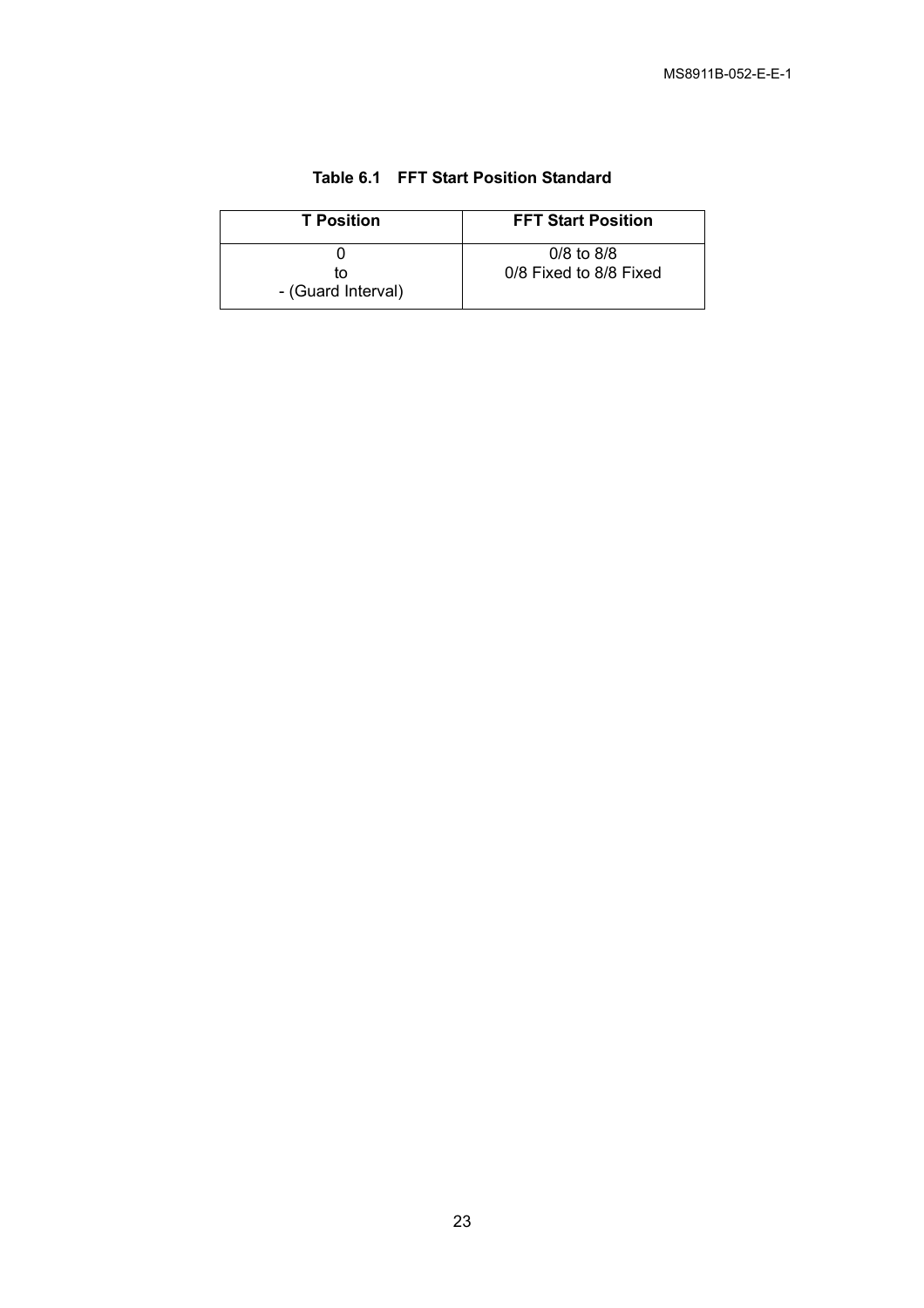**Table 6.1 FFT Start Position Standard**

| T Position | FFT Start Position |
| --- | --- |
| 0<br>to<br>- (Guard Interval) | 0/8 to 8/8<br>0/8 Fixed to 8/8 Fixed |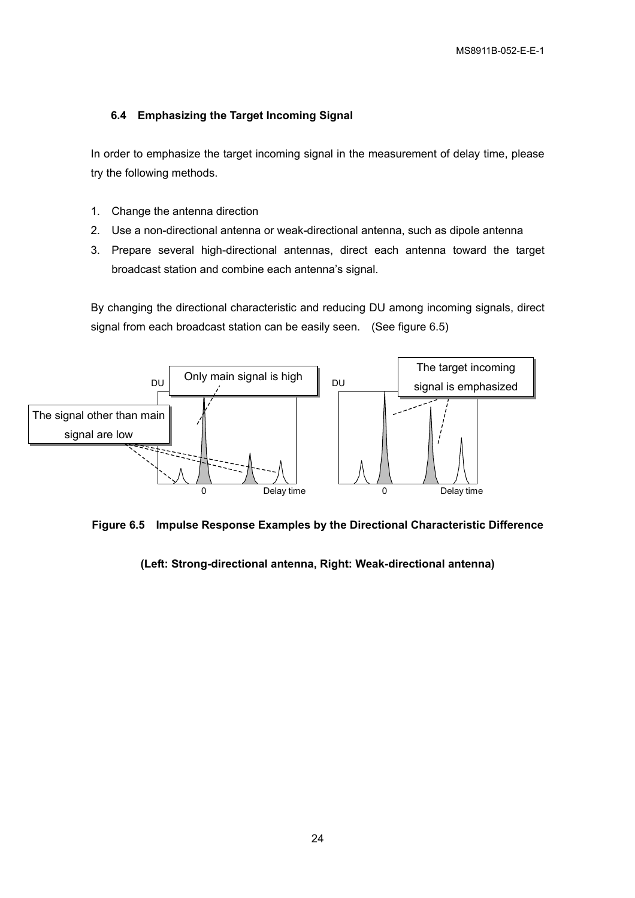### 6.4 Emphasizing the Target Incoming Signal

In order to emphasize the target incoming signal in the measurement of delay time, please try the following methods.

1. Change the antenna direction
2. Use a non-directional antenna or weak-directional antenna, such as dipole antenna
3. Prepare several high-directional antennas, direct each antenna toward the target broadcast station and combine each antenna's signal.

By changing the directional characteristic and reducing DU among incoming signals, direct signal from each broadcast station can be easily seen. (See figure 6.5)

**Figure 6.5 Impulse Response Examples by the Directional Characteristic Difference**

**(Left: Strong-directional antenna, Right: Weak-directional antenna)**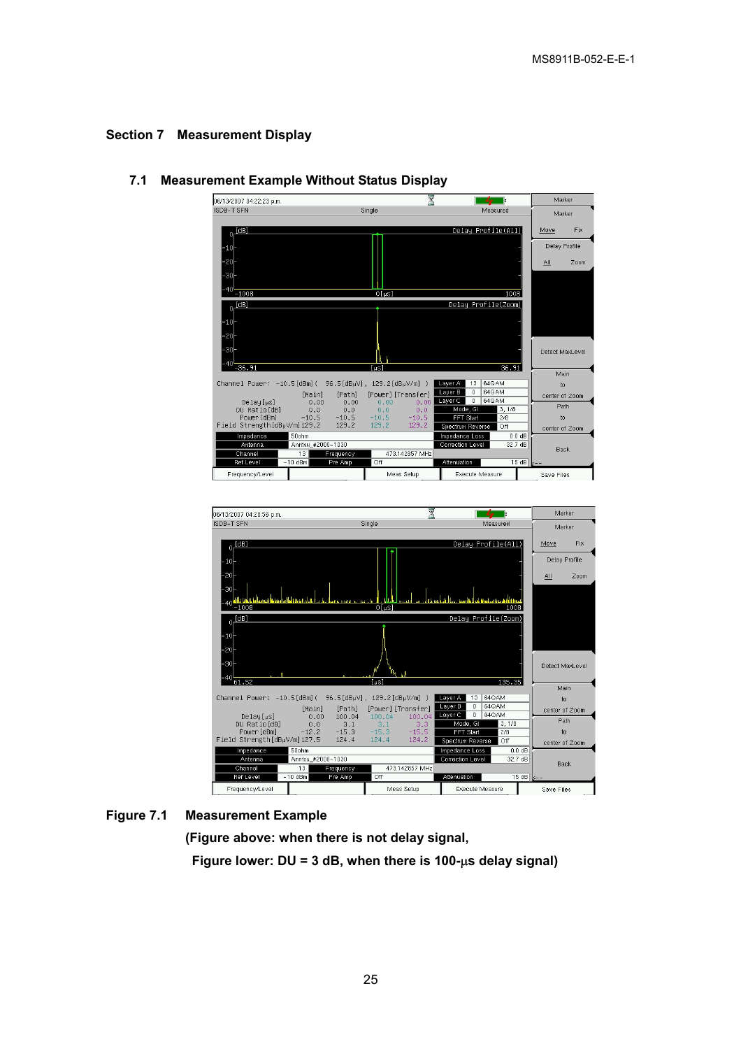# Section 7 Measurement Display

## 7.1 Measurement Example Without Status Display

**Figure 7.1 Measurement Example**

**(Figure above: when there is not delay signal,**

**Figure lower: DU = 3 dB, when there is 100-µs delay signal)**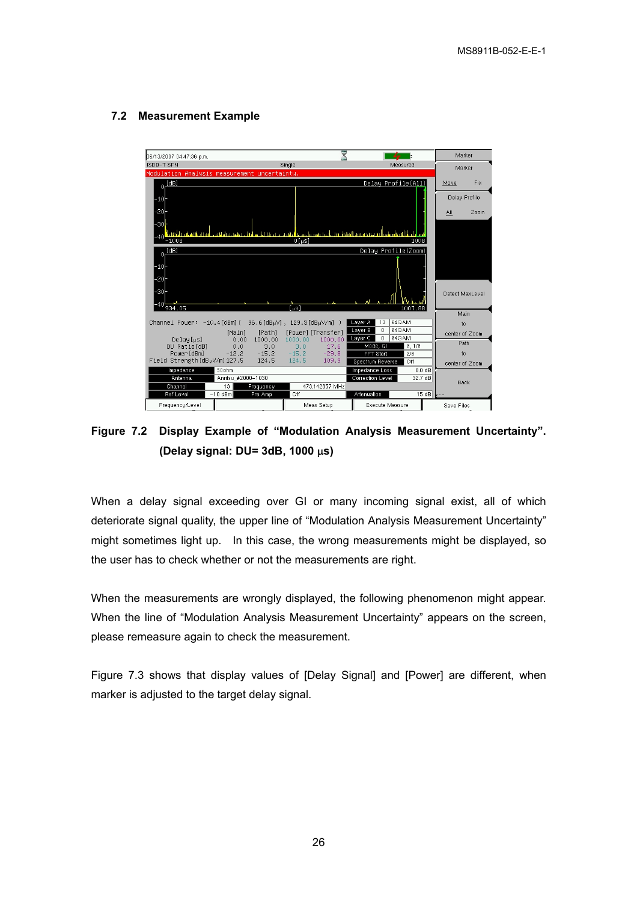## 7.2 Measurement Example

**Figure 7.2 Display Example of "Modulation Analysis Measurement Uncertainty". (Delay signal: DU= 3dB, 1000 μs)**

When a delay signal exceeding over GI or many incoming signal exist, all of which deteriorate signal quality, the upper line of "Modulation Analysis Measurement Uncertainty" might sometimes light up. In this case, the wrong measurements might be displayed, so the user has to check whether or not the measurements are right.

When the measurements are wrongly displayed, the following phenomenon might appear. When the line of "Modulation Analysis Measurement Uncertainty" appears on the screen, please remeasure again to check the measurement.

Figure 7.3 shows that display values of [Delay Signal] and [Power] are different, when marker is adjusted to the target delay signal.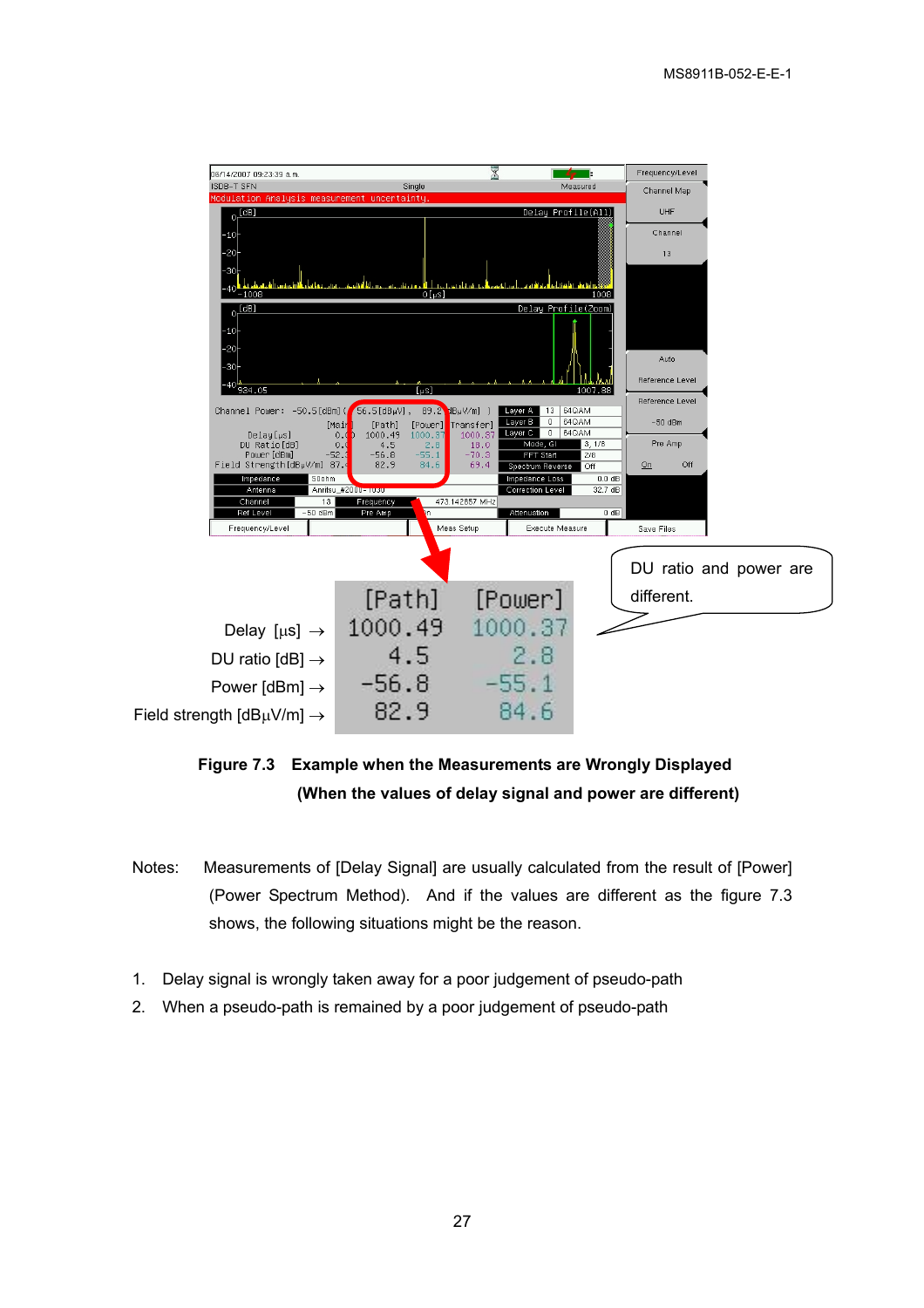| | [Path] | [Power] |
|---|---|---|
| Delay [μs] → | 1000.49 | 1000.37 |
| DU ratio [dB] → | 4.5 | 2.8 |
| Power [dBm] → | -56.8 | -55.1 |
| Field strength [dBμV/m] → | 82.9 | 84.6 |

DU ratio and power are different.

**Figure 7.3 Example when the Measurements are Wrongly Displayed (When the values of delay signal and power are different)**

Notes: Measurements of [Delay Signal] are usually calculated from the result of [Power] (Power Spectrum Method). And if the values are different as the figure 7.3 shows, the following situations might be the reason.

1. Delay signal is wrongly taken away for a poor judgement of pseudo-path
2. When a pseudo-path is remained by a poor judgement of pseudo-path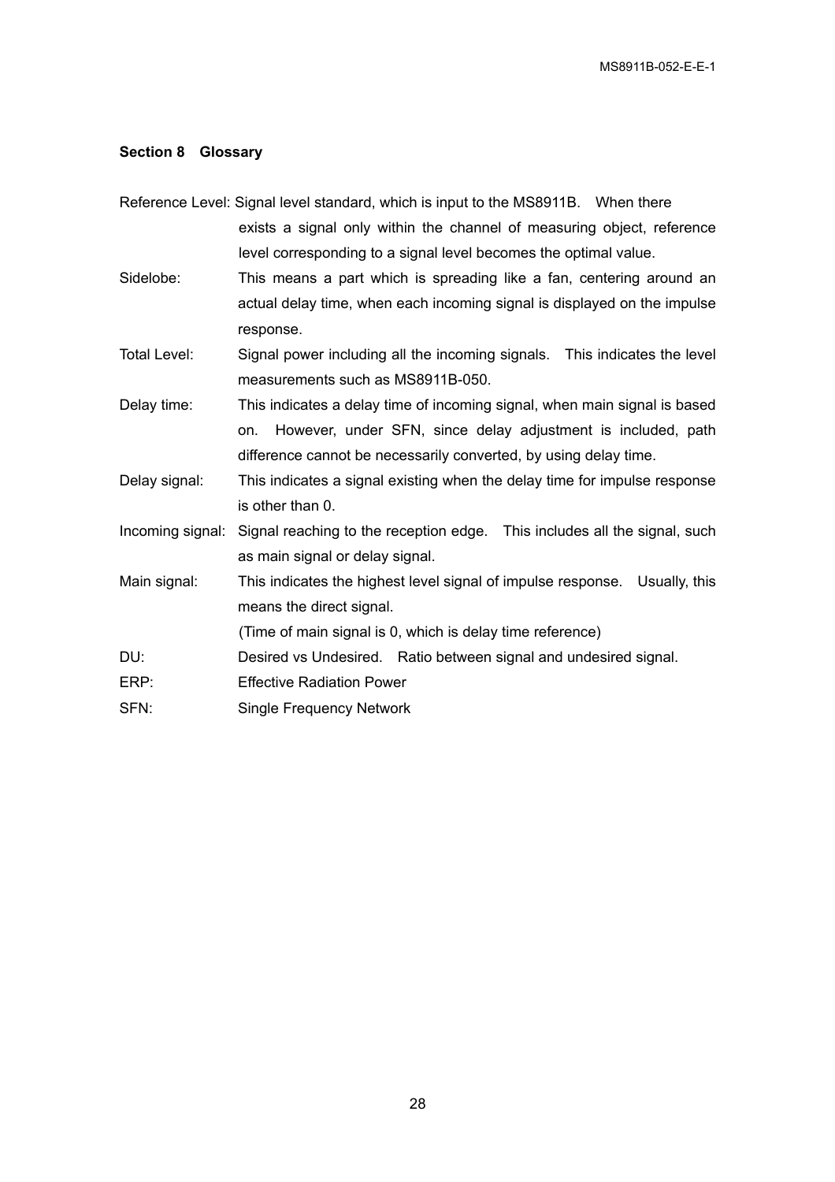## Section 8 Glossary

Reference Level: Signal level standard, which is input to the MS8911B. When there exists a signal only within the channel of measuring object, reference level corresponding to a signal level becomes the optimal value.

Sidelobe: This means a part which is spreading like a fan, centering around an actual delay time, when each incoming signal is displayed on the impulse response.

Total Level: Signal power including all the incoming signals. This indicates the level measurements such as MS8911B-050.

Delay time: This indicates a delay time of incoming signal, when main signal is based on. However, under SFN, since delay adjustment is included, path difference cannot be necessarily converted, by using delay time.

Delay signal: This indicates a signal existing when the delay time for impulse response is other than 0.

Incoming signal: Signal reaching to the reception edge. This includes all the signal, such as main signal or delay signal.

Main signal: This indicates the highest level signal of impulse response. Usually, this means the direct signal.
(Time of main signal is 0, which is delay time reference)

DU: Desired vs Undesired. Ratio between signal and undesired signal.

ERP: Effective Radiation Power

SFN: Single Frequency Network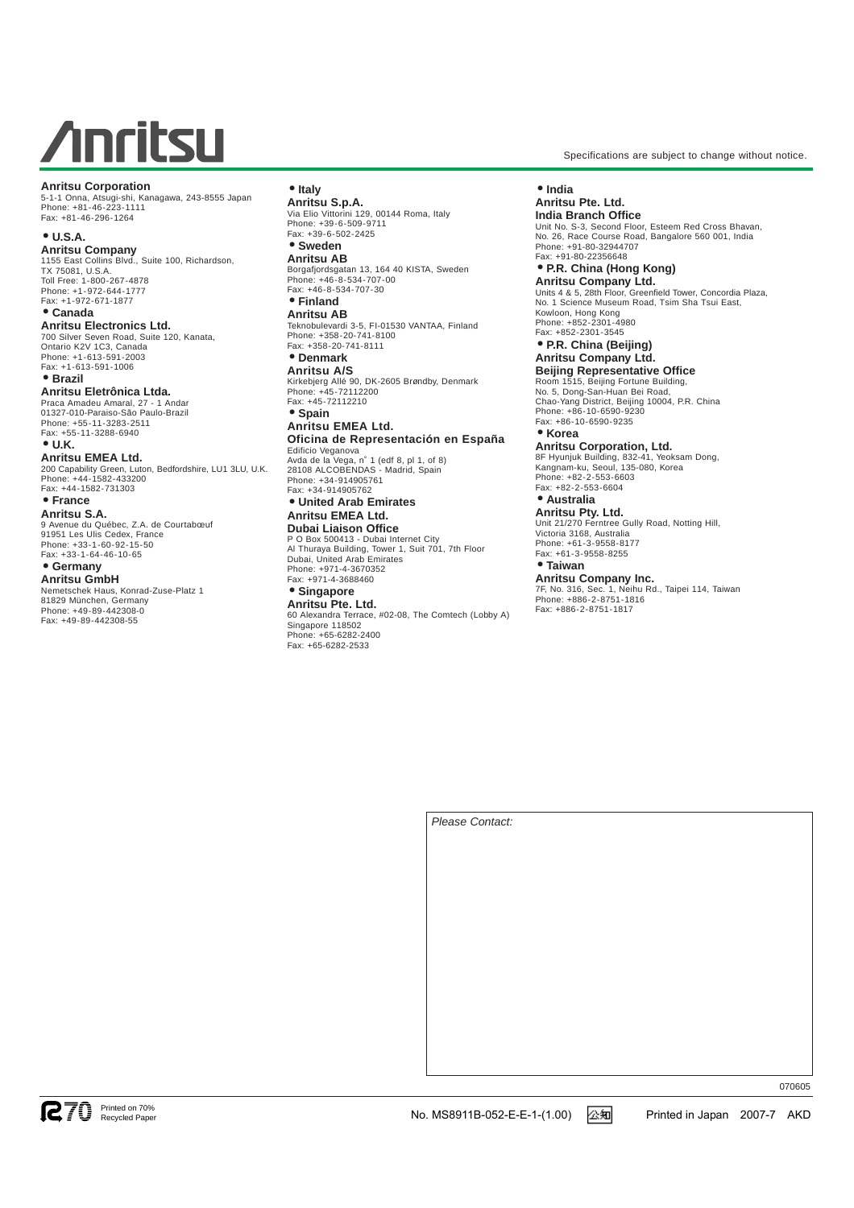# Anritsu

Specifications are subject to change without notice.

**Anritsu Corporation**
5-1-1 Onna, Atsugi-shi, Kanagawa, 243-8555 Japan
Phone: +81-46-223-1111
Fax: +81-46-296-1264

**• U.S.A.**
**Anritsu Company**
1155 East Collins Blvd., Suite 100, Richardson, TX 75081, U.S.A.
Toll Free: 1-800-267-4878
Phone: +1-972-644-1777
Fax: +1-972-671-1877

**• Canada**
**Anritsu Electronics Ltd.**
700 Silver Seven Road, Suite 120, Kanata, Ontario K2V 1C3, Canada
Phone: +1-613-591-2003
Fax: +1-613-591-1006

**• Brazil**
**Anritsu Eletrônica Ltda.**
Praca Amadeu Amaral, 27 - 1 Andar
01327-010-Paraiso-São Paulo-Brazil
Phone: +55-11-3283-2511
Fax: +55-11-3288-6940

**• U.K.**
**Anritsu EMEA Ltd.**
200 Capability Green, Luton, Bedfordshire, LU1 3LU, U.K.
Phone: +44-1582-433200
Fax: +44-1582-731303

**• France**
**Anritsu S.A.**
9 Avenue du Québec, Z.A. de Courtabœuf
91951 Les Ulis Cedex, France
Phone: +33-1-60-92-15-50
Fax: +33-1-64-46-10-65

**• Germany**
**Anritsu GmbH**
Nemetschek Haus, Konrad-Zuse-Platz 1
81829 München, Germany
Phone: +49-89-442308-0
Fax: +49-89-442308-55

**• Italy**
**Anritsu S.p.A.**
Via Elio Vittorini 129, 00144 Roma, Italy
Phone: +39-6-509-9711
Fax: +39-6-502-2425

**• Sweden**
**Anritsu AB**
Borgafjordsgatan 13, 164 40 KISTA, Sweden
Phone: +46-8-534-707-00
Fax: +46-8-534-707-30

**• Finland**
**Anritsu AB**
Teknobulevardi 3-5, FI-01530 VANTAA, Finland
Phone: +358-20-741-8100
Fax: +358-20-741-8111

**• Denmark**
**Anritsu A/S**
Kirkebjerg Allé 90, DK-2605 Brøndby, Denmark
Phone: +45-72112200
Fax: +45-72112210

**• Spain**
**Anritsu EMEA Ltd.**
**Oficina de Representación en España**
Edificio Veganova
Avda de la Vega, n° 1 (edf 8, pl 1, of 8)
28108 ALCOBENDAS - Madrid, Spain
Phone: +34-914905761
Fax: +34-914905762

**• United Arab Emirates**
**Anritsu EMEA Ltd.**
**Dubai Liaison Office**
P O Box 500413 - Dubai Internet City
Al Thuraya Building, Tower 1, Suit 701, 7th Floor
Dubai, United Arab Emirates
Phone: +971-4-3670352
Fax: +971-4-3688460

**• Singapore**
**Anritsu Pte. Ltd.**
60 Alexandra Terrace, #02-08, The Comtech (Lobby A)
Singapore 118502
Phone: +65-6282-2400
Fax: +65-6282-2533

**• India**
**Anritsu Pte. Ltd.**
**India Branch Office**
Unit No. S-3, Second Floor, Esteem Red Cross Bhavan, No. 26, Race Course Road, Bangalore 560 001, India
Phone: +91-80-32944707
Fax: +91-80-22356648

**• P.R. China (Hong Kong)**
**Anritsu Company Ltd.**
Units 4 & 5, 28th Floor, Greenfield Tower, Concordia Plaza, No. 1 Science Museum Road, Tsim Sha Tsui East, Kowloon, Hong Kong
Phone: +852-2301-4980
Fax: +852-2301-3545

**• P.R. China (Beijing)**
**Anritsu Company Ltd.**
**Beijing Representative Office**
Room 1515, Beijing Fortune Building,
No. 5, Dong-San-Huan Bei Road,
Chao-Yang District, Beijing 10004, P.R. China
Phone: +86-10-6590-9230
Fax: +86-10-6590-9235

**• Korea**
**Anritsu Corporation, Ltd.**
8F Hyunjuk Building, 832-41, Yeoksam Dong, Kangnam-ku, Seoul, 135-080, Korea
Phone: +82-2-553-6603
Fax: +82-2-553-6604

**• Australia**
**Anritsu Pty. Ltd.**
Unit 21/270 Ferntree Gully Road, Notting Hill, Victoria 3168, Australia
Phone: +61-3-9558-8177
Fax: +61-3-9558-8255

**• Taiwan**
**Anritsu Company Inc.**
7F, No. 316, Sec. 1, Neihu Rd., Taipei 114, Taiwan
Phone: +886-2-8751-1816
Fax: +886-2-8751-1817

*Please Contact:*

070605

Printed on 70% Recycled Paper

No. MS8911B-052-E-E-1-(1.00) 公知 Printed in Japan 2007-7 AKD